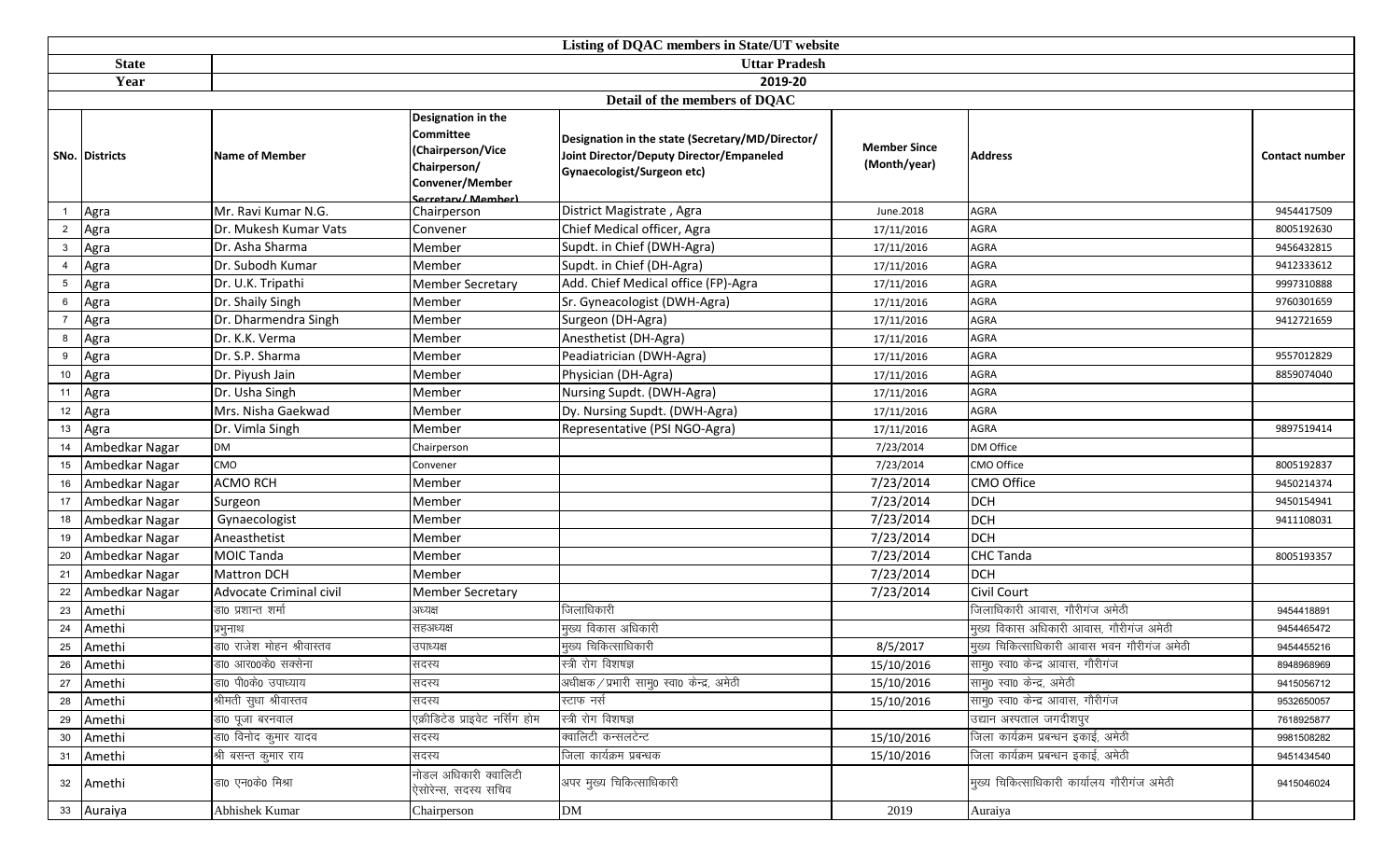| Listing of DQAC members in State/UT website | | | | | | | |
|---|---|---|---|---|---|---|---|
| **State** | | **Uttar Pradesh** | | | | | |
| **Year** | | **2019-20** | | | | | |
| **Detail of the members of DQAC** | | | | | | | |
| **SNo.** | **Districts** | **Name of Member** | **Designation in the Committee (Chairperson/Vice Chairperson/ Convener/Member Secretary/ Member)** | **Designation in the state (Secretary/MD/Director/ Joint Director/Deputy Director/Empaneled Gynaecologist/Surgeon etc)** | **Member Since (Month/year)** | **Address** | **Contact number** |
| 1 | Agra | Mr. Ravi Kumar N.G. | Chairperson | District Magistrate , Agra | June.2018 | AGRA | 9454417509 |
| 2 | Agra | Dr. Mukesh Kumar Vats | Convener | Chief Medical officer, Agra | 17/11/2016 | AGRA | 8005192630 |
| 3 | Agra | Dr. Asha Sharma | Member | Supdt. in Chief (DWH-Agra) | 17/11/2016 | AGRA | 9456432815 |
| 4 | Agra | Dr. Subodh Kumar | Member | Supdt. in Chief (DH-Agra) | 17/11/2016 | AGRA | 9412333612 |
| 5 | Agra | Dr. U.K. Tripathi | Member Secretary | Add. Chief Medical office (FP)-Agra | 17/11/2016 | AGRA | 9997310888 |
| 6 | Agra | Dr. Shaily Singh | Member | Sr. Gyneacologist (DWH-Agra) | 17/11/2016 | AGRA | 9760301659 |
| 7 | Agra | Dr. Dharmendra Singh | Member | Surgeon (DH-Agra) | 17/11/2016 | AGRA | 9412721659 |
| 8 | Agra | Dr. K.K. Verma | Member | Anesthetist (DH-Agra) | 17/11/2016 | AGRA | |
| 9 | Agra | Dr. S.P. Sharma | Member | Peadiatrician (DWH-Agra) | 17/11/2016 | AGRA | 9557012829 |
| 10 | Agra | Dr. Piyush Jain | Member | Physician (DH-Agra) | 17/11/2016 | AGRA | 8859074040 |
| 11 | Agra | Dr. Usha Singh | Member | Nursing Supdt. (DWH-Agra) | 17/11/2016 | AGRA | |
| 12 | Agra | Mrs. Nisha Gaekwad | Member | Dy. Nursing Supdt. (DWH-Agra) | 17/11/2016 | AGRA | |
| 13 | Agra | Dr. Vimla Singh | Member | Representative (PSI NGO-Agra) | 17/11/2016 | AGRA | 9897519414 |
| 14 | Ambedkar Nagar | DM | Chairperson | | 7/23/2014 | DM Office | |
| 15 | Ambedkar Nagar | CMO | Convener | | 7/23/2014 | CMO Office | 8005192837 |
| 16 | Ambedkar Nagar | ACMO RCH | Member | | 7/23/2014 | CMO Office | 9450214374 |
| 17 | Ambedkar Nagar | Surgeon | Member | | 7/23/2014 | DCH | 9450154941 |
| 18 | Ambedkar Nagar | Gynaecologist | Member | | 7/23/2014 | DCH | 9411108031 |
| 19 | Ambedkar Nagar | Aneasthetist | Member | | 7/23/2014 | DCH | |
| 20 | Ambedkar Nagar | MOIC Tanda | Member | | 7/23/2014 | CHC Tanda | 8005193357 |
| 21 | Ambedkar Nagar | Mattron DCH | Member | | 7/23/2014 | DCH | |
| 22 | Ambedkar Nagar | Advocate Criminal civil | Member Secretary | | 7/23/2014 | Civil Court | |
| 23 | Amethi | डा0 प्रशान्त शर्मा | अध्यक्ष | जिलाधिकारी | | जिलाधिकारी आवास, गौरीगंज अमेठी | 9454418891 |
| 24 | Amethi | प्रभुनाथ | सहअध्यक्ष | मुख्य विकास अधिकारी | | मुख्य विकास अधिकारी आवास, गौरीगंज अमेठी | 9454465472 |
| 25 | Amethi | डा0 राजेश मोहन श्रीवास्तव | उपाध्यक्ष | मुख्य चिकित्साधिकारी | 8/5/2017 | मुख्य चिकित्साधिकारी आवास भवन गौरीगंज अमेठी | 9454455216 |
| 26 | Amethi | डा0 आर00के0 सक्सेना | सदस्य | स्त्री रोग विशषज्ञ | 15/10/2016 | सामु0 स्वा0 केन्द्र आवास, गौरीगंज | 8948968969 |
| 27 | Amethi | डा0 पी0के0 उपाध्याय | सदस्य | अधीक्षक/प्रभारी सामु0 स्वा0 केन्द्र, अमेठी | 15/10/2016 | सामु0 स्वा0 केन्द्र, अमेठी | 9415056712 |
| 28 | Amethi | श्रीमती सुधा श्रीवास्तव | सदस्य | स्टाफ नर्स | 15/10/2016 | सामु0 स्वा0 केन्द्र आवास, गौरीगंज | 9532650057 |
| 29 | Amethi | डा0 पूजा बरनवाल | एक्रीडिटेड प्राइवेट नर्सिंग होम | स्त्री रोग विशषज्ञ | | उद्यान अस्पताल जगदीशपुर | 7618925877 |
| 30 | Amethi | डा0 विनोद कुमार यादव | सदस्य | क्वालिटी कन्सलटेन्ट | 15/10/2016 | जिला कार्यक्रम प्रबन्धन इकाई, अमेठी | 9981508282 |
| 31 | Amethi | श्री बसन्त कुमार राय | सदस्य | जिला कार्यक्रम प्रबन्धक | 15/10/2016 | जिला कार्यक्रम प्रबन्धन इकाई, अमेठी | 9451434540 |
| 32 | Amethi | डा0 एन0के0 मिश्रा | नोडल अधिकारी क्वालिटी ऐसोरेन्स, सदस्य सचिव | अपर मुख्य चिकित्साधिकारी | | मुख्य चिकित्साधिकारी कार्यालय गौरीगंज अमेठी | 9415046024 |
| 33 | Auraiya | Abhishek Kumar | Chairperson | DM | 2019 | Auraiya | |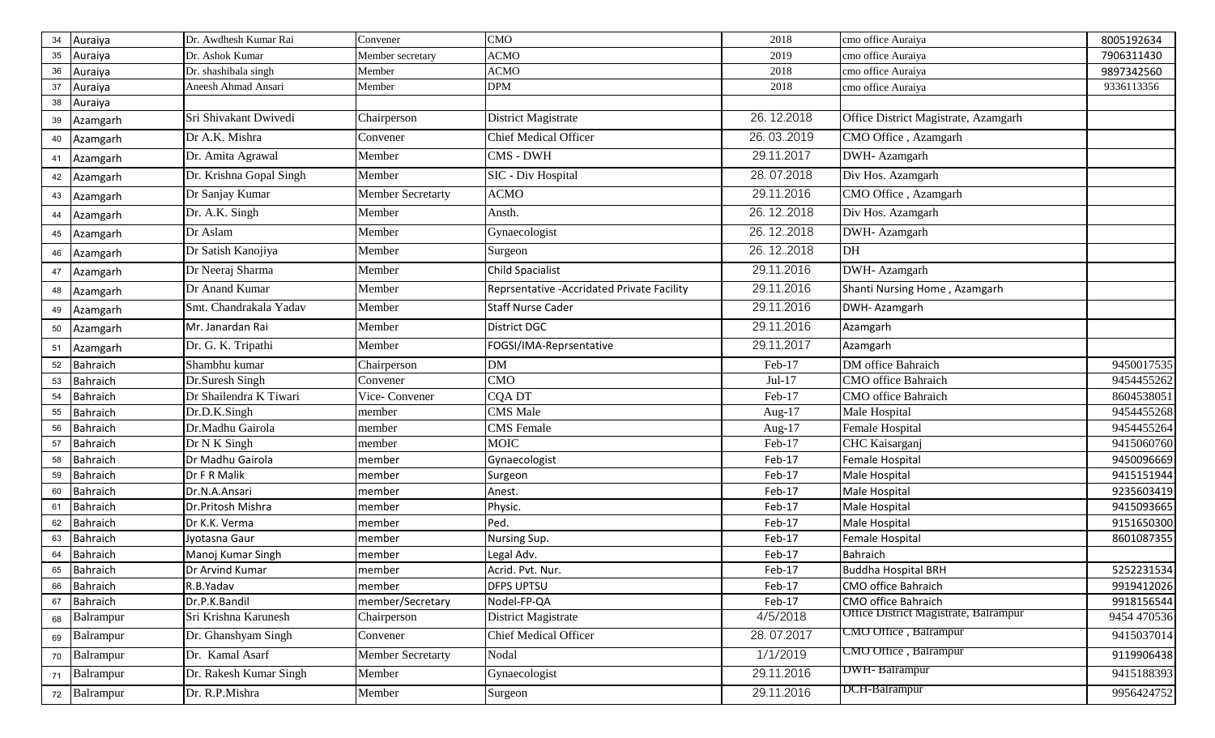| 34 | Auraiya | Dr. Awdhesh Kumar Rai | Convener | CMO | 2018 | cmo office Auraiya | 8005192634 |
|---|---|---|---|---|---|---|---|
| 35 | Auraiya | Dr. Ashok Kumar | Member secretary | ACMO | 2019 | cmo office Auraiya | 7906311430 |
| 36 | Auraiya | Dr. shashibala singh | Member | ACMO | 2018 | cmo office Auraiya | 9897342560 |
| 37 | Auraiya | Aneesh Ahmad Ansari | Member | DPM | 2018 | cmo office Auraiya | 9336113356 |
| 38 | Auraiya | | | | | | |
| 39 | Azamgarh | Sri Shivakant Dwivedi | Chairperson | District Magistrate | 26. 12.2018 | Office District Magistrate, Azamgarh | |
| 40 | Azamgarh | Dr A.K. Mishra | Convener | Chief Medical Officer | 26. 03..2019 | CMO Office , Azamgarh | |
| 41 | Azamgarh | Dr. Amita Agrawal | Member | CMS - DWH | 29.11.2017 | DWH- Azamgarh | |
| 42 | Azamgarh | Dr. Krishna Gopal Singh | Member | SIC - Div Hospital | 28. 07.2018 | Div Hos. Azamgarh | |
| 43 | Azamgarh | Dr Sanjay Kumar | Member Secretarty | ACMO | 29.11.2016 | CMO Office , Azamgarh | |
| 44 | Azamgarh | Dr. A.K. Singh | Member | Ansth. | 26. 12..2018 | Div Hos. Azamgarh | |
| 45 | Azamgarh | Dr Aslam | Member | Gynaecologist | 26. 12..2018 | DWH- Azamgarh | |
| 46 | Azamgarh | Dr Satish Kanojiya | Member | Surgeon | 26. 12..2018 | DH | |
| 47 | Azamgarh | Dr Neeraj Sharma | Member | Child Spacialist | 29.11.2016 | DWH- Azamgarh | |
| 48 | Azamgarh | Dr Anand Kumar | Member | Reprsentative -Accridated Private Facility | 29.11.2016 | Shanti Nursing Home , Azamgarh | |
| 49 | Azamgarh | Smt. Chandrakala Yadav | Member | Staff Nurse Cader | 29.11.2016 | DWH- Azamgarh | |
| 50 | Azamgarh | Mr. Janardan Rai | Member | District DGC | 29.11.2016 | Azamgarh | |
| 51 | Azamgarh | Dr. G. K. Tripathi | Member | FOGSI/IMA-Reprsentative | 29.11.2017 | Azamgarh | |
| 52 | Bahraich | Shambhu kumar | Chairperson | DM | Feb-17 | DM office Bahraich | 9450017535 |
| 53 | Bahraich | Dr.Suresh Singh | Convener | CMO | Jul-17 | CMO office Bahraich | 9454455262 |
| 54 | Bahraich | Dr Shailendra K Tiwari | Vice- Convener | CQA DT | Feb-17 | CMO office Bahraich | 8604538051 |
| 55 | Bahraich | Dr.D.K.Singh | member | CMS Male | Aug-17 | Male Hospital | 9454455268 |
| 56 | Bahraich | Dr.Madhu Gairola | member | CMS Female | Aug-17 | Female Hospital | 9454455264 |
| 57 | Bahraich | Dr N K Singh | member | MOIC | Feb-17 | CHC Kaisarganj | 9415060760 |
| 58 | Bahraich | Dr Madhu Gairola | member | Gynaecologist | Feb-17 | Female Hospital | 9450096669 |
| 59 | Bahraich | Dr F R Malik | member | Surgeon | Feb-17 | Male Hospital | 9415151944 |
| 60 | Bahraich | Dr.N.A.Ansari | member | Anest. | Feb-17 | Male Hospital | 9235603419 |
| 61 | Bahraich | Dr.Pritosh Mishra | member | Physic. | Feb-17 | Male Hospital | 9415093665 |
| 62 | Bahraich | Dr K.K. Verma | member | Ped. | Feb-17 | Male Hospital | 9151650300 |
| 63 | Bahraich | Jyotasna Gaur | member | Nursing Sup. | Feb-17 | Female Hospital | 8601087355 |
| 64 | Bahraich | Manoj Kumar Singh | member | Legal Adv. | Feb-17 | Bahraich | |
| 65 | Bahraich | Dr Arvind Kumar | member | Acrid. Pvt. Nur. | Feb-17 | Buddha Hospital BRH | 5252231534 |
| 66 | Bahraich | R.B.Yadav | member | DFPS UPTSU | Feb-17 | CMO office Bahraich | 9919412026 |
| 67 | Bahraich | Dr.P.K.Bandil | member/Secretary | Nodel-FP-QA | Feb-17 | CMO office Bahraich | 9918156544 |
| 68 | Balrampur | Sri Krishna Karunesh | Chairperson | District Magistrate | 4/5/2018 | Office District Magistrate, Balrampur | 9454 470536 |
| 69 | Balrampur | Dr. Ghanshyam Singh | Convener | Chief Medical Officer | 28. 07.2017 | CMO Office , Balrampur | 9415037014 |
| 70 | Balrampur | Dr. Kamal Asarf | Member Secretarty | Nodal | 1/1/2019 | CMO Office , Balrampur | 9119906438 |
| 71 | Balrampur | Dr. Rakesh Kumar Singh | Member | Gynaecologist | 29.11.2016 | DWH- Balrampur | 9415188393 |
| 72 | Balrampur | Dr. R.P.Mishra | Member | Surgeon | 29.11.2016 | DCH-Balrampur | 9956424752 |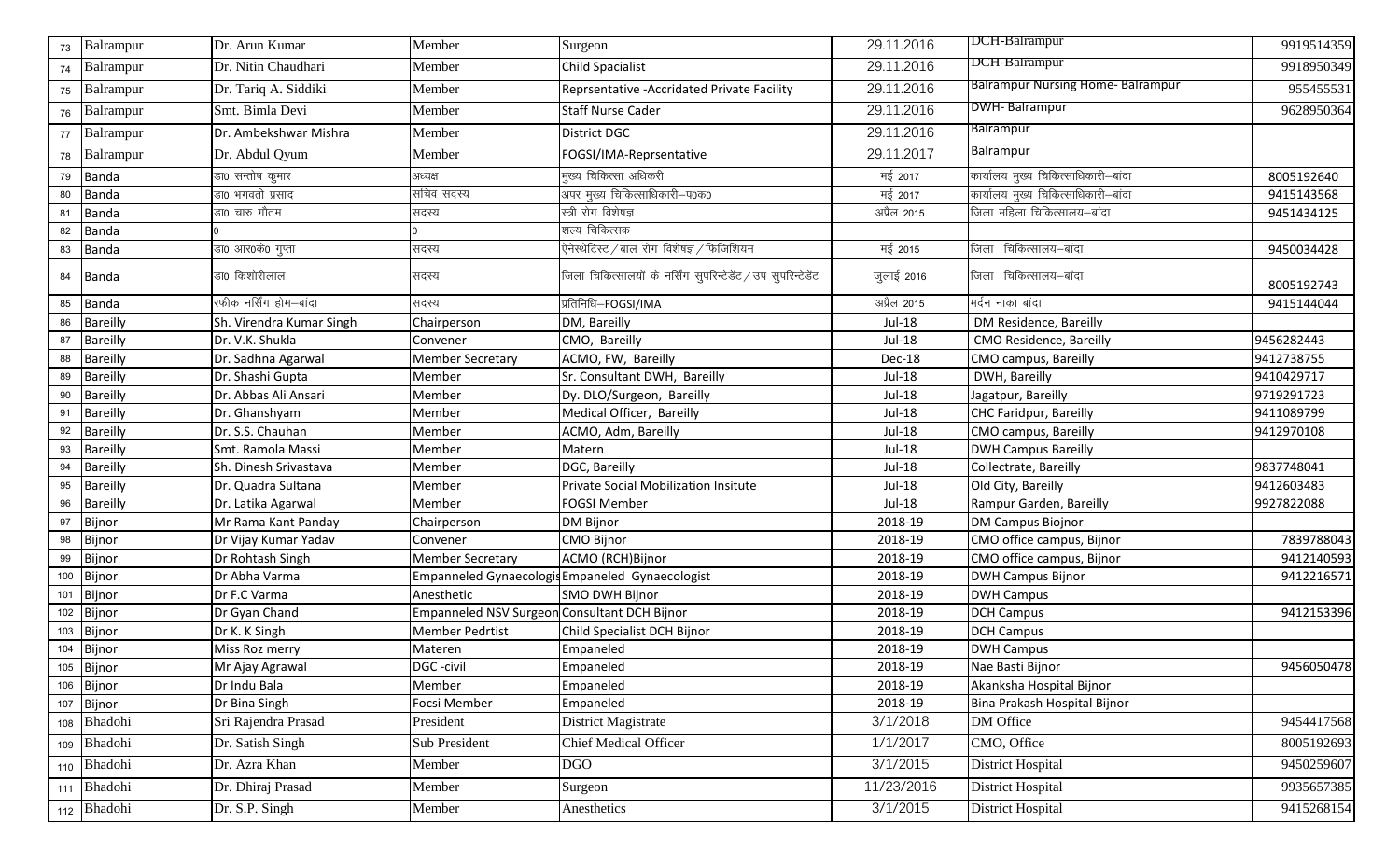| 73 | Balrampur | Dr. Arun Kumar | Member | Surgeon | 29.11.2016 | DCH-Balrampur | 9919514359 |
|---|---|---|---|---|---|---|---|
| 74 | Balrampur | Dr. Nitin Chaudhari | Member | Child Spacialist | 29.11.2016 | DCH-Balrampur | 9918950349 |
| 75 | Balrampur | Dr. Tariq A. Siddiki | Member | Reprsentative -Accridated Private Facility | 29.11.2016 | Balrampur Nursing Home- Balrampur | 955455531 |
| 76 | Balrampur | Smt. Bimla Devi | Member | Staff Nurse Cader | 29.11.2016 | DWH- Balrampur | 9628950364 |
| 77 | Balrampur | Dr. Ambekshwar Mishra | Member | District DGC | 29.11.2016 | Balrampur | |
| 78 | Balrampur | Dr. Abdul Qyum | Member | FOGSI/IMA-Reprsentative | 29.11.2017 | Balrampur | |
| 79 | Banda | डा0 सन्तोष कुमार | अध्यक्ष | मुख्य चिकित्सा अधिकरी | मई 2017 | कार्यालय मुख्य चिकित्साधिकारी–बांदा | 8005192640 |
| 80 | Banda | डा0 भगवती प्रसाद | सचिव सदस्य | अपर मुख्य चिकित्साधिकारी–प0क0 | मई 2017 | कार्यालय मुख्य चिकित्साधिकारी–बांदा | 9415143568 |
| 81 | Banda | डा0 चारु गौतम | सदस्य | स्त्री रोग विशेषज्ञ | अप्रैल 2015 | जिला महिला चिकित्सालय–बांदा | 9451434125 |
| 82 | Banda | 0 | 0 | शल्य चिकित्सक | | | |
| 83 | Banda | डा0 आर0के0 गुप्ता | सदस्य | ऐनेस्थेटिस्ट / बाल रोग विशेषज्ञ / फिजिशियन | मई 2015 | जिला चिकित्सालय–बांदा | 9450034428 |
| 84 | Banda | डा0 किशोरीलाल | सदस्य | जिला चिकित्सालयों के नर्सिंग सुपरिन्टेडेंट / उप सुपरिन्टेडेंट | जुलाई 2016 | जिला चिकित्सालय–बांदा | 8005192743 |
| 85 | Banda | रफीक नर्सिंग होम–बांदा | सदस्य | प्रतिनिधि–FOGSI/IMA | अप्रैल 2015 | मर्दन नाका बांदा | 9415144044 |
| 86 | Bareilly | Sh. Virendra Kumar Singh | Chairperson | DM, Bareilly | Jul-18 | DM Residence, Bareilly | |
| 87 | Bareilly | Dr. V.K. Shukla | Convener | CMO, Bareilly | Jul-18 | CMO Residence, Bareilly | 9456282443 |
| 88 | Bareilly | Dr. Sadhna Agarwal | Member Secretary | ACMO, FW, Bareilly | Dec-18 | CMO campus, Bareilly | 9412738755 |
| 89 | Bareilly | Dr. Shashi Gupta | Member | Sr. Consultant DWH, Bareilly | Jul-18 | DWH, Bareilly | 9410429717 |
| 90 | Bareilly | Dr. Abbas Ali Ansari | Member | Dy. DLO/Surgeon, Bareilly | Jul-18 | Jagatpur, Bareilly | 9719291723 |
| 91 | Bareilly | Dr. Ghanshyam | Member | Medical Officer, Bareilly | Jul-18 | CHC Faridpur, Bareilly | 9411089799 |
| 92 | Bareilly | Dr. S.S. Chauhan | Member | ACMO, Adm, Bareilly | Jul-18 | CMO campus, Bareilly | 9412970108 |
| 93 | Bareilly | Smt. Ramola Massi | Member | Matern | Jul-18 | DWH Campus Bareilly | |
| 94 | Bareilly | Sh. Dinesh Srivastava | Member | DGC, Bareilly | Jul-18 | Collectrate, Bareilly | 9837748041 |
| 95 | Bareilly | Dr. Quadra Sultana | Member | Private Social Mobilization Insitute | Jul-18 | Old City, Bareilly | 9412603483 |
| 96 | Bareilly | Dr. Latika Agarwal | Member | FOGSI Member | Jul-18 | Rampur Garden, Bareilly | 9927822088 |
| 97 | Bijnor | Mr Rama Kant Panday | Chairperson | DM Bijnor | 2018-19 | DM Campus Biojnor | |
| 98 | Bijnor | Dr Vijay Kumar Yadav | Convener | CMO Bijnor | 2018-19 | CMO office campus, Bijnor | 7839788043 |
| 99 | Bijnor | Dr Rohtash Singh | Member Secretary | ACMO (RCH)Bijnor | 2018-19 | CMO office campus, Bijnor | 9412140593 |
| 100 | Bijnor | Dr Abha Varma | Empanneled Gynaecologis | Empaneled Gynaecologist | 2018-19 | DWH Campus Bijnor | 9412216571 |
| 101 | Bijnor | Dr F.C Varma | Anesthetic | SMO DWH Bijnor | 2018-19 | DWH Campus | |
| 102 | Bijnor | Dr Gyan Chand | Empanneled NSV Surgeon | Consultant DCH Bijnor | 2018-19 | DCH Campus | 9412153396 |
| 103 | Bijnor | Dr K. K Singh | Member Pedrtist | Child Specialist DCH Bijnor | 2018-19 | DCH Campus | |
| 104 | Bijnor | Miss Roz merry | Materen | Empaneled | 2018-19 | DWH Campus | |
| 105 | Bijnor | Mr Ajay Agrawal | DGC -civil | Empaneled | 2018-19 | Nae Basti Bijnor | 9456050478 |
| 106 | Bijnor | Dr Indu Bala | Member | Empaneled | 2018-19 | Akanksha Hospital Bijnor | |
| 107 | Bijnor | Dr Bina Singh | Focsi Member | Empaneled | 2018-19 | Bina Prakash Hospital Bijnor | |
| 108 | Bhadohi | Sri Rajendra Prasad | President | District Magistrate | 3/1/2018 | DM Office | 9454417568 |
| 109 | Bhadohi | Dr. Satish Singh | Sub President | Chief Medical Officer | 1/1/2017 | CMO, Office | 8005192693 |
| 110 | Bhadohi | Dr. Azra Khan | Member | DGO | 3/1/2015 | District Hospital | 9450259607 |
| 111 | Bhadohi | Dr. Dhiraj Prasad | Member | Surgeon | 11/23/2016 | District Hospital | 9935657385 |
| 112 | Bhadohi | Dr. S.P. Singh | Member | Anesthetics | 3/1/2015 | District Hospital | 9415268154 |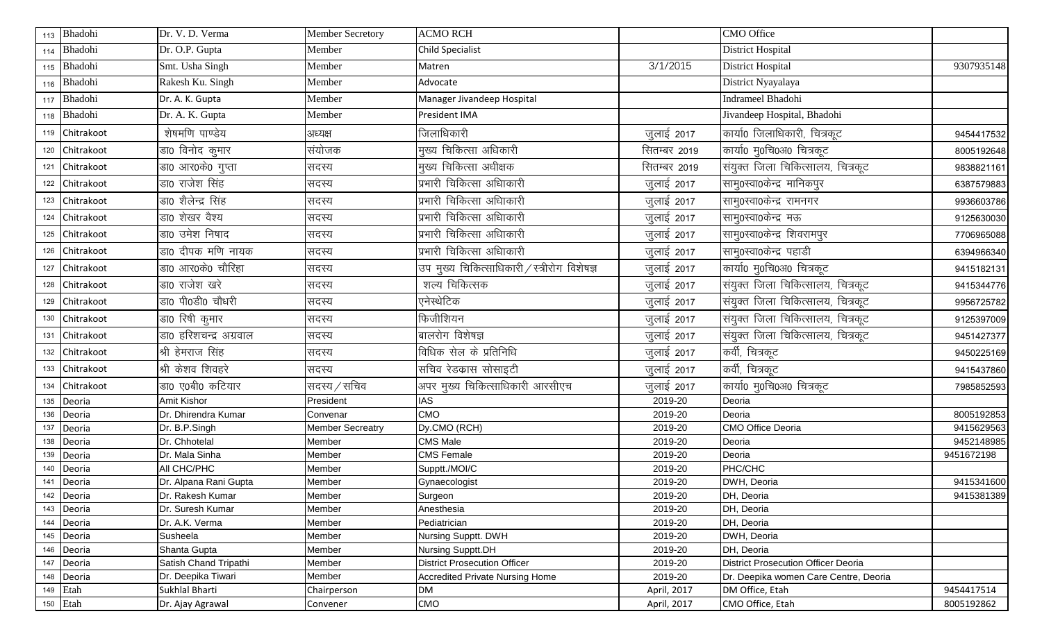| | | | | | | | |
|---|---|---|---|---|---|---|---|
| 113 | Bhadohi | Dr. V. D. Verma | Member Secretory | ACMO RCH | | CMO Office | |
| 114 | Bhadohi | Dr. O.P. Gupta | Member | Child Specialist | | District Hospital | |
| 115 | Bhadohi | Smt. Usha Singh | Member | Matren | 3/1/2015 | District Hospital | 9307935148 |
| 116 | Bhadohi | Rakesh Ku. Singh | Member | Advocate | | District Nyayalaya | |
| 117 | Bhadohi | Dr. A. K. Gupta | Member | Manager Jivandeep Hospital | | Indrameel Bhadohi | |
| 118 | Bhadohi | Dr. A. K. Gupta | Member | President IMA | | Jivandeep Hospital, Bhadohi | |
| 119 | Chitrakoot | शेषमणि पाण्डेय | अध्यक्ष | जिलाधिकारी | जुलाई 2017 | कार्या0 जिलाधिकारी, चित्रकूट | 9454417532 |
| 120 | Chitrakoot | डा0 विनोद कुमार | संयोजक | मुख्य चिकित्सा अधिकारी | सितम्बर 2019 | कार्या0 मु0चि0अ0 चित्रकूट | 8005192648 |
| 121 | Chitrakoot | डा0 आर0के0 गुप्ता | सदस्य | मुख्य चिकित्सा अधीक्षक | सितम्बर 2019 | संयुक्त जिला चिकित्सालय, चित्रकूट | 9838821161 |
| 122 | Chitrakoot | डा0 राजेश सिंह | सदस्य | प्रभारी चिकित्सा अधिकारी | जुलाई 2017 | सामु0स्वा0केन्द्र मानिकपुर | 6387579883 |
| 123 | Chitrakoot | डा0 शैलेन्द्र सिंह | सदस्य | प्रभारी चिकित्सा अधिकारी | जुलाई 2017 | सामु0स्वा0केन्द्र रामनगर | 9936603786 |
| 124 | Chitrakoot | डा0 शेखर वैश्य | सदस्य | प्रभारी चिकित्सा अधिकारी | जुलाई 2017 | सामु0स्वा0केन्द्र मऊ | 9125630030 |
| 125 | Chitrakoot | डा0 उमेश निषाद | सदस्य | प्रभारी चिकित्सा अधिकारी | जुलाई 2017 | सामु0स्वा0केन्द्र शिवरामपुर | 7706965088 |
| 126 | Chitrakoot | डा0 दीपक मणि नायक | सदस्य | प्रभारी चिकित्सा अधिकारी | जुलाई 2017 | सामु0स्वा0केन्द्र पहाडी | 6394966340 |
| 127 | Chitrakoot | डा0 आर0के0 चौरिहा | सदस्य | उप मुख्य चिकित्साधिकारी / स्त्रीरोग विशेषज्ञ | जुलाई 2017 | कार्या0 मु0चि0अ0 चित्रकूट | 9415182131 |
| 128 | Chitrakoot | डा0 राजेश खरे | सदस्य | शल्य चिकित्सक | जुलाई 2017 | संयुक्त जिला चिकित्सालय, चित्रकूट | 9415344776 |
| 129 | Chitrakoot | डा0 पी0डी0 चौधरी | सदस्य | एनेस्थेटिक | जुलाई 2017 | संयुक्त जिला चिकित्सालय, चित्रकूट | 9956725782 |
| 130 | Chitrakoot | डा0 रिषी कुमार | सदस्य | फिजीशियन | जुलाई 2017 | संयुक्त जिला चिकित्सालय, चित्रकूट | 9125397009 |
| 131 | Chitrakoot | डा0 हरिशचन्द्र अग्रवाल | सदस्य | बालरोग विशेषज्ञ | जुलाई 2017 | संयुक्त जिला चिकित्सालय, चित्रकूट | 9451427377 |
| 132 | Chitrakoot | श्री हेमराज सिंह | सदस्य | विधिक सेल के प्रतिनिधि | जुलाई 2017 | कर्वी, चित्रकूट | 9450225169 |
| 133 | Chitrakoot | श्री केशव शिवहरे | सदस्य | सचिव रेडक्रास सोसाइटी | जुलाई 2017 | कर्वी, चित्रकूट | 9415437860 |
| 134 | Chitrakoot | डा0 ए0बी0 कटियार | सदस्य / सचिव | अपर मुख्य चिकित्साधिकारी आरसीएच | जुलाई 2017 | कार्या0 मु0चि0अ0 चित्रकूट | 7985852593 |
| 135 | Deoria | Amit Kishor | President | IAS | 2019-20 | Deoria | |
| 136 | Deoria | Dr. Dhirendra Kumar | Convenar | CMO | 2019-20 | Deoria | 8005192853 |
| 137 | Deoria | Dr. B.P.Singh | Member Secreatry | Dy.CMO (RCH) | 2019-20 | CMO Office Deoria | 9415629563 |
| 138 | Deoria | Dr. Chhotelal | Member | CMS Male | 2019-20 | Deoria | 9452148985 |
| 139 | Deoria | Dr. Mala Sinha | Member | CMS Female | 2019-20 | Deoria | 9451672198 |
| 140 | Deoria | All CHC/PHC | Member | Supptt./MOI/C | 2019-20 | PHC/CHC | |
| 141 | Deoria | Dr. Alpana Rani Gupta | Member | Gynaecologist | 2019-20 | DWH, Deoria | 9415341600 |
| 142 | Deoria | Dr. Rakesh Kumar | Member | Surgeon | 2019-20 | DH, Deoria | 9415381389 |
| 143 | Deoria | Dr. Suresh Kumar | Member | Anesthesia | 2019-20 | DH, Deoria | |
| 144 | Deoria | Dr. A.K. Verma | Member | Pediatrician | 2019-20 | DH, Deoria | |
| 145 | Deoria | Susheela | Member | Nursing Supptt. DWH | 2019-20 | DWH, Deoria | |
| 146 | Deoria | Shanta Gupta | Member | Nursing Supptt.DH | 2019-20 | DH, Deoria | |
| 147 | Deoria | Satish Chand Tripathi | Member | District Prosecution Officer | 2019-20 | District Prosecution Officer Deoria | |
| 148 | Deoria | Dr. Deepika Tiwari | Member | Accredited Private Nursing Home | 2019-20 | Dr. Deepika women Care Centre, Deoria | |
| 149 | Etah | Sukhlal Bharti | Chairperson | DM | April, 2017 | DM Office, Etah | 9454417514 |
| 150 | Etah | Dr. Ajay Agrawal | Convener | CMO | April, 2017 | CMO Office, Etah | 8005192862 |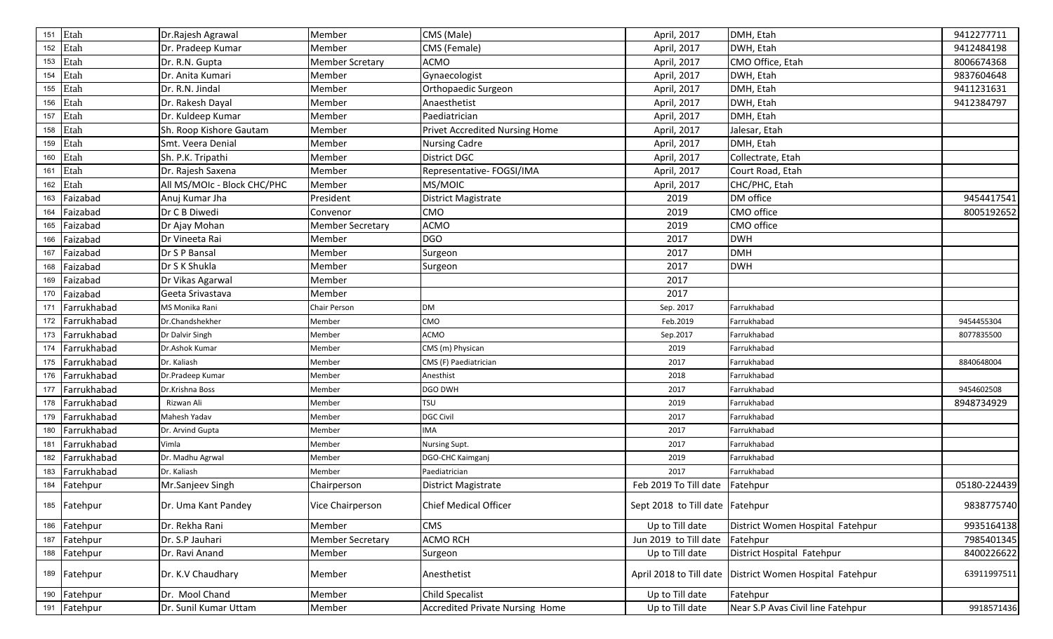| | | | | | | | |
|---|---|---|---|---|---|---|---|
| 151 | Etah | Dr.Rajesh Agrawal | Member | CMS (Male) | April, 2017 | DMH, Etah | 9412277711 |
| 152 | Etah | Dr. Pradeep Kumar | Member | CMS (Female) | April, 2017 | DWH, Etah | 9412484198 |
| 153 | Etah | Dr. R.N. Gupta | Member Scretary | ACMO | April, 2017 | CMO Office, Etah | 8006674368 |
| 154 | Etah | Dr. Anita Kumari | Member | Gynaecologist | April, 2017 | DWH, Etah | 9837604648 |
| 155 | Etah | Dr. R.N. Jindal | Member | Orthopaedic Surgeon | April, 2017 | DMH, Etah | 9411231631 |
| 156 | Etah | Dr. Rakesh Dayal | Member | Anaesthetist | April, 2017 | DWH, Etah | 9412384797 |
| 157 | Etah | Dr. Kuldeep Kumar | Member | Paediatrician | April, 2017 | DMH, Etah | |
| 158 | Etah | Sh. Roop Kishore Gautam | Member | Privet Accredited Nursing Home | April, 2017 | Jalesar, Etah | |
| 159 | Etah | Smt. Veera Denial | Member | Nursing Cadre | April, 2017 | DMH, Etah | |
| 160 | Etah | Sh. P.K. Tripathi | Member | District DGC | April, 2017 | Collectrate, Etah | |
| 161 | Etah | Dr. Rajesh Saxena | Member | Representative- FOGSI/IMA | April, 2017 | Court Road, Etah | |
| 162 | Etah | All MS/MOIc - Block CHC/PHC | Member | MS/MOIC | April, 2017 | CHC/PHC, Etah | |
| 163 | Faizabad | Anuj Kumar Jha | President | District Magistrate | 2019 | DM office | 9454417541 |
| 164 | Faizabad | Dr C B Diwedi | Convenor | CMO | 2019 | CMO office | 8005192652 |
| 165 | Faizabad | Dr Ajay Mohan | Member Secretary | ACMO | 2019 | CMO office | |
| 166 | Faizabad | Dr Vineeta Rai | Member | DGO | 2017 | DWH | |
| 167 | Faizabad | Dr S P Bansal | Member | Surgeon | 2017 | DMH | |
| 168 | Faizabad | Dr S K Shukla | Member | Surgeon | 2017 | DWH | |
| 169 | Faizabad | Dr Vikas Agarwal | Member | | 2017 | | |
| 170 | Faizabad | Geeta Srivastava | Member | | 2017 | | |
| 171 | Farrukhabad | MS Monika Rani | Chair Person | DM | Sep. 2017 | Farrukhabad | |
| 172 | Farrukhabad | Dr.Chandshekher | Member | CMO | Feb.2019 | Farrukhabad | 9454455304 |
| 173 | Farrukhabad | Dr Dalvir Singh | Member | ACMO | Sep.2017 | Farrukhabad | 8077835500 |
| 174 | Farrukhabad | Dr.Ashok Kumar | Member | CMS (m) Physican | 2019 | Farrukhabad | |
| 175 | Farrukhabad | Dr. Kaliash | Member | CMS (F) Paediatrician | 2017 | Farrukhabad | 8840648004 |
| 176 | Farrukhabad | Dr.Pradeep Kumar | Member | Anesthist | 2018 | Farrukhabad | |
| 177 | Farrukhabad | Dr.Krishna Boss | Member | DGO DWH | 2017 | Farrukhabad | 9454602508 |
| 178 | Farrukhabad | Rizwan Ali | Member | TSU | 2019 | Farrukhabad | 8948734929 |
| 179 | Farrukhabad | Mahesh Yadav | Member | DGC Civil | 2017 | Farrukhabad | |
| 180 | Farrukhabad | Dr. Arvind Gupta | Member | IMA | 2017 | Farrukhabad | |
| 181 | Farrukhabad | Vimla | Member | Nursing Supt. | 2017 | Farrukhabad | |
| 182 | Farrukhabad | Dr. Madhu Agrwal | Member | DGO-CHC Kaimganj | 2019 | Farrukhabad | |
| 183 | Farrukhabad | Dr. Kaliash | Member | Paediatrician | 2017 | Farrukhabad | |
| 184 | Fatehpur | Mr.Sanjeev Singh | Chairperson | District Magistrate | Feb 2019 To Till date | Fatehpur | 05180-224439 |
| 185 | Fatehpur | Dr. Uma Kant Pandey | Vice Chairperson | Chief Medical Officer | Sept 2018 to Till date | Fatehpur | 9838775740 |
| 186 | Fatehpur | Dr. Rekha Rani | Member | CMS | Up to Till date | District Women Hospital Fatehpur | 9935164138 |
| 187 | Fatehpur | Dr. S.P Jauhari | Member Secretary | ACMO RCH | Jun 2019 to Till date | Fatehpur | 7985401345 |
| 188 | Fatehpur | Dr. Ravi Anand | Member | Surgeon | Up to Till date | District Hospital Fatehpur | 8400226622 |
| 189 | Fatehpur | Dr. K.V Chaudhary | Member | Anesthetist | April 2018 to Till date | District Women Hospital Fatehpur | 63911997511 |
| 190 | Fatehpur | Dr. Mool Chand | Member | Child Specalist | Up to Till date | Fatehpur | |
| 191 | Fatehpur | Dr. Sunil Kumar Uttam | Member | Accredited Private Nursing Home | Up to Till date | Near S.P Avas Civil line Fatehpur | 9918571436 |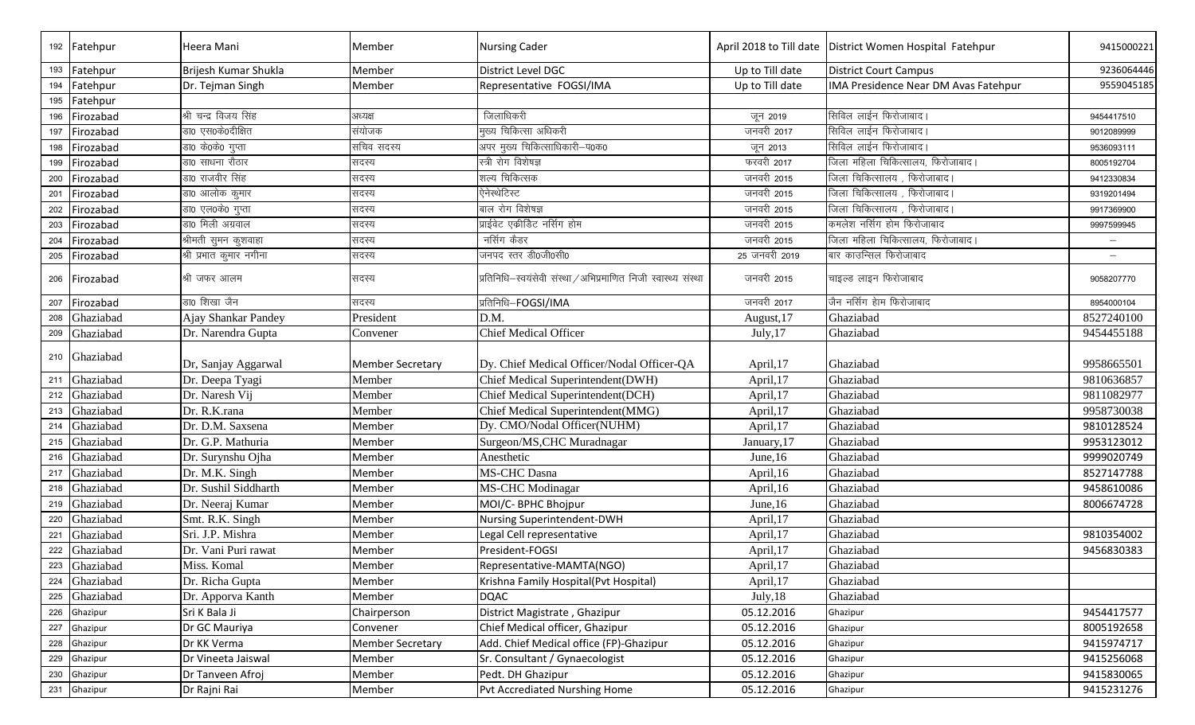| | | | | | | | |
|---|---|---|---|---|---|---|---|
| 192 | Fatehpur | Heera Mani | Member | Nursing Cader | April 2018 to Till date | District Women Hospital Fatehpur | 9415000221 |
| 193 | Fatehpur | Brijesh Kumar Shukla | Member | District Level DGC | Up to Till date | District Court Campus | 9236064446 |
| 194 | Fatehpur | Dr. Tejman Singh | Member | Representative FOGSI/IMA | Up to Till date | IMA Presidence Near DM Avas Fatehpur | 9559045185 |
| 195 | Fatehpur | | | | | | |
| 196 | Firozabad | श्री चन्द्र विजय सिंह | अध्यक्ष | जिलाधिकारी | जून 2019 | सिविल लाईन फिरोजाबाद। | 9454417510 |
| 197 | Firozabad | डा0 एस0के0दीक्षित | संयोजक | मुख्य चिकित्सा अधिकारी | जनवरी 2017 | सिविल लाईन फिरोजाबाद। | 9012089999 |
| 198 | Firozabad | डा0 के0के0 गुप्ता | सचिव सदस्य | अपर मुख्य चिकित्साधिकारी–प0क0 | जून 2013 | सिविल लाईन फिरोजाबाद। | 9536093111 |
| 199 | Firozabad | डा0 साधना राठौर | सदस्य | स्त्री रोग विशेषज्ञ | फरवरी 2017 | जिला महिला चिकित्सालय, फिरोजाबाद। | 8005192704 |
| 200 | Firozabad | डा0 राजवीर सिंह | सदस्य | शल्य चिकित्सक | जनवरी 2015 | जिला चिकित्सालय , फिरोजाबाद। | 9412330834 |
| 201 | Firozabad | डा0 आलोक कुमार | सदस्य | ऐनेस्थेटिस्ट | जनवरी 2015 | जिला चिकित्सालय , फिरोजाबाद। | 9319201494 |
| 202 | Firozabad | डा0 एल0के0 गुप्ता | सदस्य | बाल रोग विशेषज्ञ | जनवरी 2015 | जिला चिकित्सालय , फिरोजाबाद। | 9917369900 |
| 203 | Firozabad | डा0 मिली अग्रवाल | सदस्य | प्राईवेट एक्रीडिट नर्सिंग होम | जनवरी 2015 | कमलेश नर्सिंग होम फिरोजाबाद | 9997599945 |
| 204 | Firozabad | श्रीमती सुमन कुशवाहा | सदस्य | नर्सिंग कैडर | जनवरी 2015 | जिला महिला चिकित्सालय, फिरोजाबाद। | – |
| 205 | Firozabad | श्री प्रभात कुमार नगीना | सदस्य | जनपद स्तर डी0जी0सी0 | 25 जनवरी 2019 | बार काउन्सिल फिरोजाबाद | – |
| 206 | Firozabad | श्री जफर आलम | सदस्य | प्रतिनिधि–स्वयंसेवी संस्था/अभिप्रमाणित निजी स्वास्थ्य संस्था | जनवरी 2015 | चाइल्ड लाइन फिरोजाबाद | 9058207770 |
| 207 | Firozabad | डा0 शिखा जैन | सदस्य | प्रतिनिधि–FOGSI/IMA | जनवरी 2017 | जैन नर्सिंग होम फिरोजाबाद | 8954000104 |
| 208 | Ghaziabad | Ajay Shankar Pandey | President | D.M. | August,17 | Ghaziabad | 8527240100 |
| 209 | Ghaziabad | Dr. Narendra Gupta | Convener | Chief Medical Officer | July,17 | Ghaziabad | 9454455188 |
| 210 | Ghaziabad | Dr, Sanjay Aggarwal | Member Secretary | Dy. Chief Medical Officer/Nodal Officer-QA | April,17 | Ghaziabad | 9958665501 |
| 211 | Ghaziabad | Dr. Deepa Tyagi | Member | Chief Medical Superintendent(DWH) | April,17 | Ghaziabad | 9810636857 |
| 212 | Ghaziabad | Dr. Naresh Vij | Member | Chief Medical Superintendent(DCH) | April,17 | Ghaziabad | 9811082977 |
| 213 | Ghaziabad | Dr. R.K.rana | Member | Chief Medical Superintendent(MMG) | April,17 | Ghaziabad | 9958730038 |
| 214 | Ghaziabad | Dr. D.M. Saxsena | Member | Dy. CMO/Nodal Officer(NUHM) | April,17 | Ghaziabad | 9810128524 |
| 215 | Ghaziabad | Dr. G.P. Mathuria | Member | Surgeon/MS,CHC Muradnagar | January,17 | Ghaziabad | 9953123012 |
| 216 | Ghaziabad | Dr. Surynshu Ojha | Member | Anesthetic | June,16 | Ghaziabad | 9999020749 |
| 217 | Ghaziabad | Dr. M.K. Singh | Member | MS-CHC Dasna | April,16 | Ghaziabad | 8527147788 |
| 218 | Ghaziabad | Dr. Sushil Siddharth | Member | MS-CHC Modinagar | April,16 | Ghaziabad | 9458610086 |
| 219 | Ghaziabad | Dr. Neeraj Kumar | Member | MOI/C- BPHC Bhojpur | June,16 | Ghaziabad | 8006674728 |
| 220 | Ghaziabad | Smt. R.K. Singh | Member | Nursing Superintendent-DWH | April,17 | Ghaziabad | |
| 221 | Ghaziabad | Sri. J.P. Mishra | Member | Legal Cell representative | April,17 | Ghaziabad | 9810354002 |
| 222 | Ghaziabad | Dr. Vani Puri rawat | Member | President-FOGSI | April,17 | Ghaziabad | 9456830383 |
| 223 | Ghaziabad | Miss. Komal | Member | Representative-MAMTA(NGO) | April,17 | Ghaziabad | |
| 224 | Ghaziabad | Dr. Richa Gupta | Member | Krishna Family Hospital(Pvt Hospital) | April,17 | Ghaziabad | |
| 225 | Ghaziabad | Dr. Apporva Kanth | Member | DQAC | July,18 | Ghaziabad | |
| 226 | Ghazipur | Sri K Bala Ji | Chairperson | District Magistrate , Ghazipur | 05.12.2016 | Ghazipur | 9454417577 |
| 227 | Ghazipur | Dr GC Mauriya | Convener | Chief Medical officer, Ghazipur | 05.12.2016 | Ghazipur | 8005192658 |
| 228 | Ghazipur | Dr KK Verma | Member Secretary | Add. Chief Medical office (FP)-Ghazipur | 05.12.2016 | Ghazipur | 9415974717 |
| 229 | Ghazipur | Dr Vineeta Jaiswal | Member | Sr. Consultant / Gynaecologist | 05.12.2016 | Ghazipur | 9415256068 |
| 230 | Ghazipur | Dr Tanveen Afroj | Member | Pedt. DH Ghazipur | 05.12.2016 | Ghazipur | 9415830065 |
| 231 | Ghazipur | Dr Rajni Rai | Member | Pvt Accrediated Nurshing Home | 05.12.2016 | Ghazipur | 9415231276 |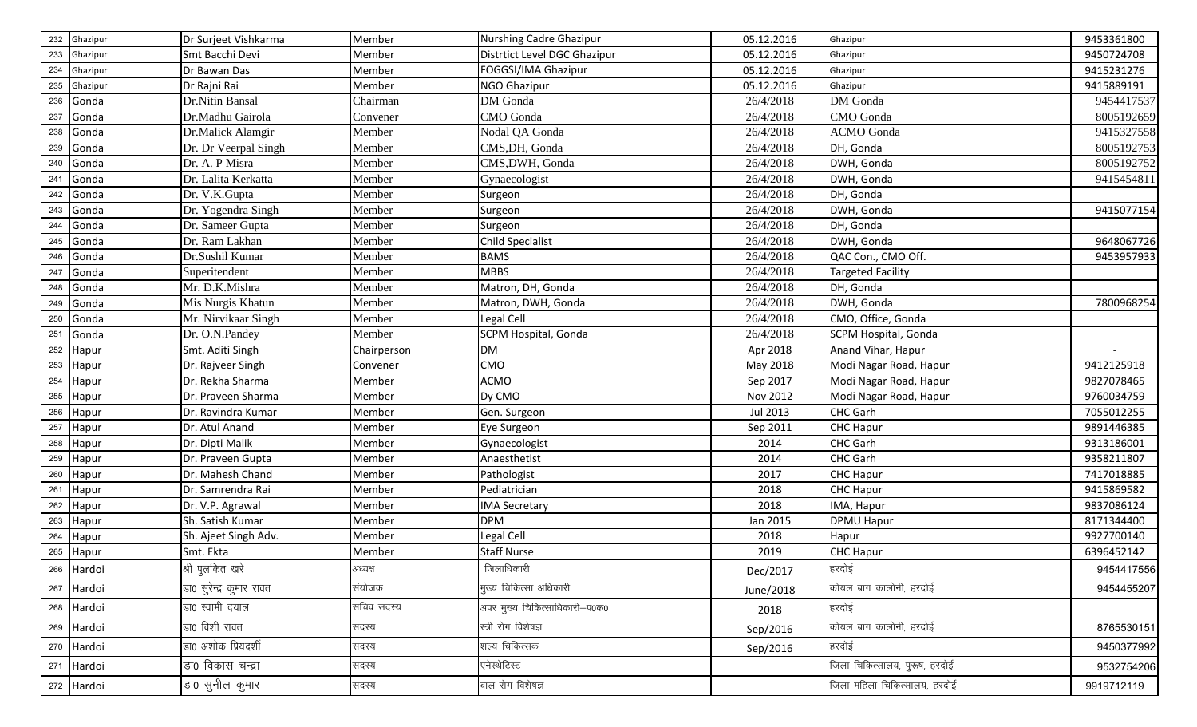| | | | | | | | |
|---|---|---|---|---|---|---|---|
| 232 | Ghazipur | Dr Surjeet Vishkarma | Member | Nurshing Cadre Ghazipur | 05.12.2016 | Ghazipur | 9453361800 |
| 233 | Ghazipur | Smt Bacchi Devi | Member | Distrtict Level DGC Ghazipur | 05.12.2016 | Ghazipur | 9450724708 |
| 234 | Ghazipur | Dr Bawan Das | Member | FOGGSI/IMA Ghazipur | 05.12.2016 | Ghazipur | 9415231276 |
| 235 | Ghazipur | Dr Rajni Rai | Member | NGO Ghazipur | 05.12.2016 | Ghazipur | 9415889191 |
| 236 | Gonda | Dr.Nitin Bansal | Chairman | DM Gonda | 26/4/2018 | DM Gonda | 9454417537 |
| 237 | Gonda | Dr.Madhu Gairola | Convener | CMO Gonda | 26/4/2018 | CMO Gonda | 8005192659 |
| 238 | Gonda | Dr.Malick Alamgir | Member | Nodal QA Gonda | 26/4/2018 | ACMO Gonda | 9415327558 |
| 239 | Gonda | Dr. Dr Veerpal Singh | Member | CMS,DH, Gonda | 26/4/2018 | DH, Gonda | 8005192753 |
| 240 | Gonda | Dr. A. P Misra | Member | CMS,DWH, Gonda | 26/4/2018 | DWH, Gonda | 8005192752 |
| 241 | Gonda | Dr. Lalita Kerkatta | Member | Gynaecologist | 26/4/2018 | DWH, Gonda | 9415454811 |
| 242 | Gonda | Dr. V.K.Gupta | Member | Surgeon | 26/4/2018 | DH, Gonda | |
| 243 | Gonda | Dr. Yogendra Singh | Member | Surgeon | 26/4/2018 | DWH, Gonda | 9415077154 |
| 244 | Gonda | Dr. Sameer Gupta | Member | Surgeon | 26/4/2018 | DH, Gonda | |
| 245 | Gonda | Dr. Ram Lakhan | Member | Child Specialist | 26/4/2018 | DWH, Gonda | 9648067726 |
| 246 | Gonda | Dr.Sushil Kumar | Member | BAMS | 26/4/2018 | QAC Con., CMO Off. | 9453957933 |
| 247 | Gonda | Superitendent | Member | MBBS | 26/4/2018 | Targeted Facility | |
| 248 | Gonda | Mr. D.K.Mishra | Member | Matron, DH, Gonda | 26/4/2018 | DH, Gonda | |
| 249 | Gonda | Mis Nurgis Khatun | Member | Matron, DWH, Gonda | 26/4/2018 | DWH, Gonda | 7800968254 |
| 250 | Gonda | Mr. Nirvikaar Singh | Member | Legal Cell | 26/4/2018 | CMO, Office, Gonda | |
| 251 | Gonda | Dr. O.N.Pandey | Member | SCPM Hospital, Gonda | 26/4/2018 | SCPM Hospital, Gonda | |
| 252 | Hapur | Smt. Aditi Singh | Chairperson | DM | Apr 2018 | Anand Vihar, Hapur | - |
| 253 | Hapur | Dr. Rajveer Singh | Convener | CMO | May 2018 | Modi Nagar Road, Hapur | 9412125918 |
| 254 | Hapur | Dr. Rekha Sharma | Member | ACMO | Sep 2017 | Modi Nagar Road, Hapur | 9827078465 |
| 255 | Hapur | Dr. Praveen Sharma | Member | Dy CMO | Nov 2012 | Modi Nagar Road, Hapur | 9760034759 |
| 256 | Hapur | Dr. Ravindra Kumar | Member | Gen. Surgeon | Jul 2013 | CHC Garh | 7055012255 |
| 257 | Hapur | Dr. Atul Anand | Member | Eye Surgeon | Sep 2011 | CHC Hapur | 9891446385 |
| 258 | Hapur | Dr. Dipti Malik | Member | Gynaecologist | 2014 | CHC Garh | 9313186001 |
| 259 | Hapur | Dr. Praveen Gupta | Member | Anaesthetist | 2014 | CHC Garh | 9358211807 |
| 260 | Hapur | Dr. Mahesh Chand | Member | Pathologist | 2017 | CHC Hapur | 7417018885 |
| 261 | Hapur | Dr. Samrendra Rai | Member | Pediatrician | 2018 | CHC Hapur | 9415869582 |
| 262 | Hapur | Dr. V.P. Agrawal | Member | IMA Secretary | 2018 | IMA, Hapur | 9837086124 |
| 263 | Hapur | Sh. Satish Kumar | Member | DPM | Jan 2015 | DPMU Hapur | 8171344400 |
| 264 | Hapur | Sh. Ajeet Singh Adv. | Member | Legal Cell | 2018 | Hapur | 9927700140 |
| 265 | Hapur | Smt. Ekta | Member | Staff Nurse | 2019 | CHC Hapur | 6396452142 |
| 266 | Hardoi | श्री पुलकित खरे | अध्यक्ष | जिलाधिकारी | Dec/2017 | हरदोई | 9454417556 |
| 267 | Hardoi | डा0 सुरेन्द्र कुमार रावत | संयोजक | मुख्य चिकित्सा अधिकारी | June/2018 | कोयल बाग कालोनी, हरदोई | 9454455207 |
| 268 | Hardoi | डा0 स्वामी दयाल | सचिव सदस्य | अपर मुख्य चिकित्साधिकारी–प0क0 | 2018 | हरदोई | |
| 269 | Hardoi | डा0 विशी रावत | सदस्य | स्त्री रोग विशेषज्ञ | Sep/2016 | कोयल बाग कालोनी, हरदोई | 8765530151 |
| 270 | Hardoi | डा0 अशोक प्रियदर्शी | सदस्य | शल्य चिकित्सक | Sep/2016 | हरदोई | 9450377992 |
| 271 | Hardoi | डा0 विकास चन्द्रा | सदस्य | एनेस्थेटिस्ट | | जिला चिकित्सालय, पुरूष, हरदोई | 9532754206 |
| 272 | Hardoi | डा0 सुनील कुमार | सदस्य | बाल रोग विशेषज्ञ | | जिला महिला चिकित्सालय, हरदोई | 9919712119 |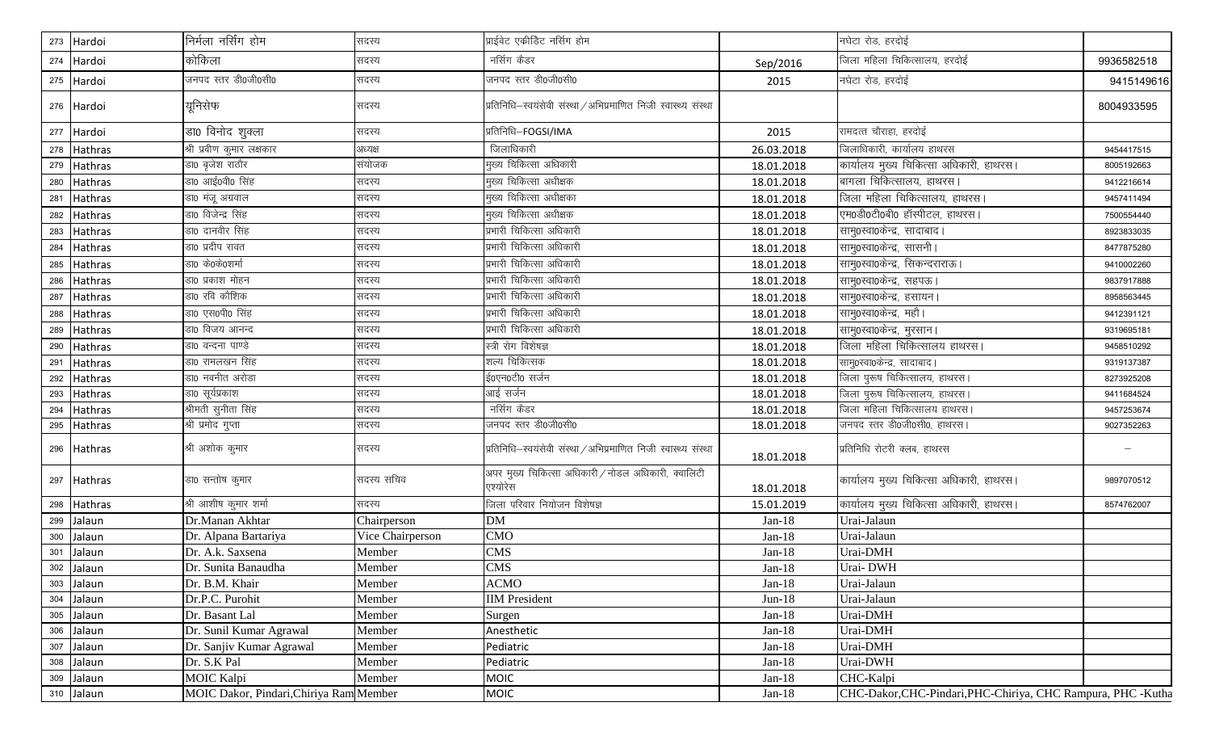| | | | | | | | |
|---|---|---|---|---|---|---|---|
| 273 | Hardoi | निर्मला नर्सिंग होम | सदस्य | प्राईवेट एक्रीडिट नर्सिंग होम | | नघेटा रोड, हरदोई | |
| 274 | Hardoi | कोकिला | सदस्य | नर्सिंग कैडर | Sep/2016 | जिला महिला चिकित्सालय, हरदोई | 9936582518 |
| 275 | Hardoi | जनपद स्तर डी0जी0सी0 | सदस्य | जनपद स्तर डी0जी0सी0 | 2015 | नघेटा रोड, हरदोई | 9415149616 |
| 276 | Hardoi | यूनिसेफ | सदस्य | प्रतिनिधि–स्वयंसेवी संस्था / अभिप्रमाणित निजी स्वास्थ्य संस्था | | | 8004933595 |
| 277 | Hardoi | डा0 विनोद शुक्ला | सदस्य | प्रतिनिधि–FOGSI/IMA | 2015 | रामदत्त चौराहा, हरदोई | |
| 278 | Hathras | श्री प्रवीण कुमार लक्षकार | अध्यक्ष | जिलाधिकारी | 26.03.2018 | जिलाधिकारी, कार्यालय हाथरस | 9454417515 |
| 279 | Hathras | डा0 बृजेश राठौर | संयोजक | मुख्य चिकित्सा अधिकारी | 18.01.2018 | कार्यालय मुख्य चिकित्सा अधिकारी, हाथरस। | 8005192663 |
| 280 | Hathras | डा0 आई0वी0 सिंह | सदस्य | मुख्य चिकित्सा अधीक्षक | 18.01.2018 | बागला चिकित्सालय, हाथरस। | 9412216614 |
| 281 | Hathras | डा0 मंजू अग्रवाल | सदस्य | मुख्य चिकित्सा अधीक्षका | 18.01.2018 | जिला महिला चिकित्सालय, हाथरस। | 9457411494 |
| 282 | Hathras | डा0 विजेन्द्र सिंह | सदस्य | मुख्य चिकित्सा अधीक्षक | 18.01.2018 | एम0डी0टी0बी0 हॉस्पीटल, हाथरस। | 7500554440 |
| 283 | Hathras | डा0 दानवीर सिंह | सदस्य | प्रभारी चिकित्सा अधिकारी | 18.01.2018 | सामु0स्वा0केन्द्र, सादाबाद। | 8923833035 |
| 284 | Hathras | डा0 प्रदीप रावत | सदस्य | प्रभारी चिकित्सा अधिकारी | 18.01.2018 | सामु0स्वा0केन्द्र, सासनी। | 8477875280 |
| 285 | Hathras | डा0 के0के0शर्मा | सदस्य | प्रभारी चिकित्सा अधिकारी | 18.01.2018 | सामु0स्वा0केन्द्र, सिकन्दराराऊ। | 9410002260 |
| 286 | Hathras | डा0 प्रकाश मोहन | सदस्य | प्रभारी चिकित्सा अधिकारी | 18.01.2018 | सामु0स्वा0केन्द्र, सहपऊ। | 9837917888 |
| 287 | Hathras | डा0 रवि कौशिक | सदस्य | प्रभारी चिकित्सा अधिकारी | 18.01.2018 | सामु0स्वा0केन्द्र, हसायन। | 8958563445 |
| 288 | Hathras | डा0 एस0पी0 सिंह | सदस्य | प्रभारी चिकित्सा अधिकारी | 18.01.2018 | सामु0स्वा0केन्द्र, महौ। | 9412391121 |
| 289 | Hathras | डा0 विजय आनन्द | सदस्य | प्रभारी चिकित्सा अधिकारी | 18.01.2018 | सामु0स्वा0केन्द्र, मुरसान। | 9319695181 |
| 290 | Hathras | डा0 वन्दना पाण्डे | सदस्य | स्त्री रोग विशेषज्ञ | 18.01.2018 | जिला महिला चिकित्सालय हाथरस। | 9458510292 |
| 291 | Hathras | डा0 रामलखन सिंह | सदस्य | शल्य चिकित्सक | 18.01.2018 | सामु0स्वा0केन्द्र, सादाबाद। | 9319137387 |
| 292 | Hathras | डा0 नवनीत अरोड़ा | सदस्य | ई0एन0टी0 सर्जन | 18.01.2018 | जिला पुरूष चिकित्सालय, हाथरस। | 8273925208 |
| 293 | Hathras | डा0 सूर्यप्रकाश | सदस्य | आई सर्जन | 18.01.2018 | जिला पुरूष चिकित्सालय, हाथरस। | 9411684524 |
| 294 | Hathras | श्रीमती सुनीता सिंह | सदस्य | नर्सिंग कैडर | 18.01.2018 | जिला महिला चिकित्सालय हाथरस। | 9457253674 |
| 295 | Hathras | श्री प्रमोद गुप्ता | सदस्य | जनपद स्तर डी0जी0सी0 | 18.01.2018 | जनपद स्तर डी0जी0सी0, हाथरस। | 9027352263 |
| 296 | Hathras | श्री अशोक कुमार | सदस्य | प्रतिनिधि–स्वयंसेवी संस्था / अभिप्रमाणित निजी स्वास्थ्य संस्था | 18.01.2018 | प्रतिनिधि रोटरी क्लब, हाथरस | – |
| 297 | Hathras | डा0 सन्तोष कुमार | सदस्य सचिव | अपर मुख्य चिकित्सा अधिकारी / नोडल अधिकारी, क्वालिटी एश्योरेंस | 18.01.2018 | कार्यालय मुख्य चिकित्सा अधिकारी, हाथरस। | 9897070512 |
| 298 | Hathras | श्री आशीष कुमार शर्मा | सदस्य | जिला परिवार नियोजन विशेषज्ञ | 15.01.2019 | कार्यालय मुख्य चिकित्सा अधिकारी, हाथरस। | 8574762007 |
| 299 | Jalaun | Dr.Manan Akhtar | Chairperson | DM | Jan-18 | Urai-Jalaun | |
| 300 | Jalaun | Dr. Alpana Bartariya | Vice Chairperson | CMO | Jan-18 | Urai-Jalaun | |
| 301 | Jalaun | Dr. A.k. Saxsena | Member | CMS | Jan-18 | Urai-DMH | |
| 302 | Jalaun | Dr. Sunita Banaudha | Member | CMS | Jan-18 | Urai- DWH | |
| 303 | Jalaun | Dr. B.M. Khair | Member | ACMO | Jan-18 | Urai-Jalaun | |
| 304 | Jalaun | Dr.P.C. Purohit | Member | IIM President | Jun-18 | Urai-Jalaun | |
| 305 | Jalaun | Dr. Basant Lal | Member | Surgen | Jan-18 | Urai-DMH | |
| 306 | Jalaun | Dr. Sunil Kumar Agrawal | Member | Anesthetic | Jan-18 | Urai-DMH | |
| 307 | Jalaun | Dr. Sanjiv Kumar Agrawal | Member | Pediatric | Jan-18 | Urai-DMH | |
| 308 | Jalaun | Dr. S.K Pal | Member | Pediatric | Jan-18 | Urai-DWH | |
| 309 | Jalaun | MOIC Kalpi | Member | MOIC | Jan-18 | CHC-Kalpi | |
| 310 | Jalaun | MOIC Dakor, Pindari,Chiriya Ram | Member | MOIC | Jan-18 | CHC-Dakor,CHC-Pindari,PHC-Chiriya, CHC Rampura, PHC -Kutha | |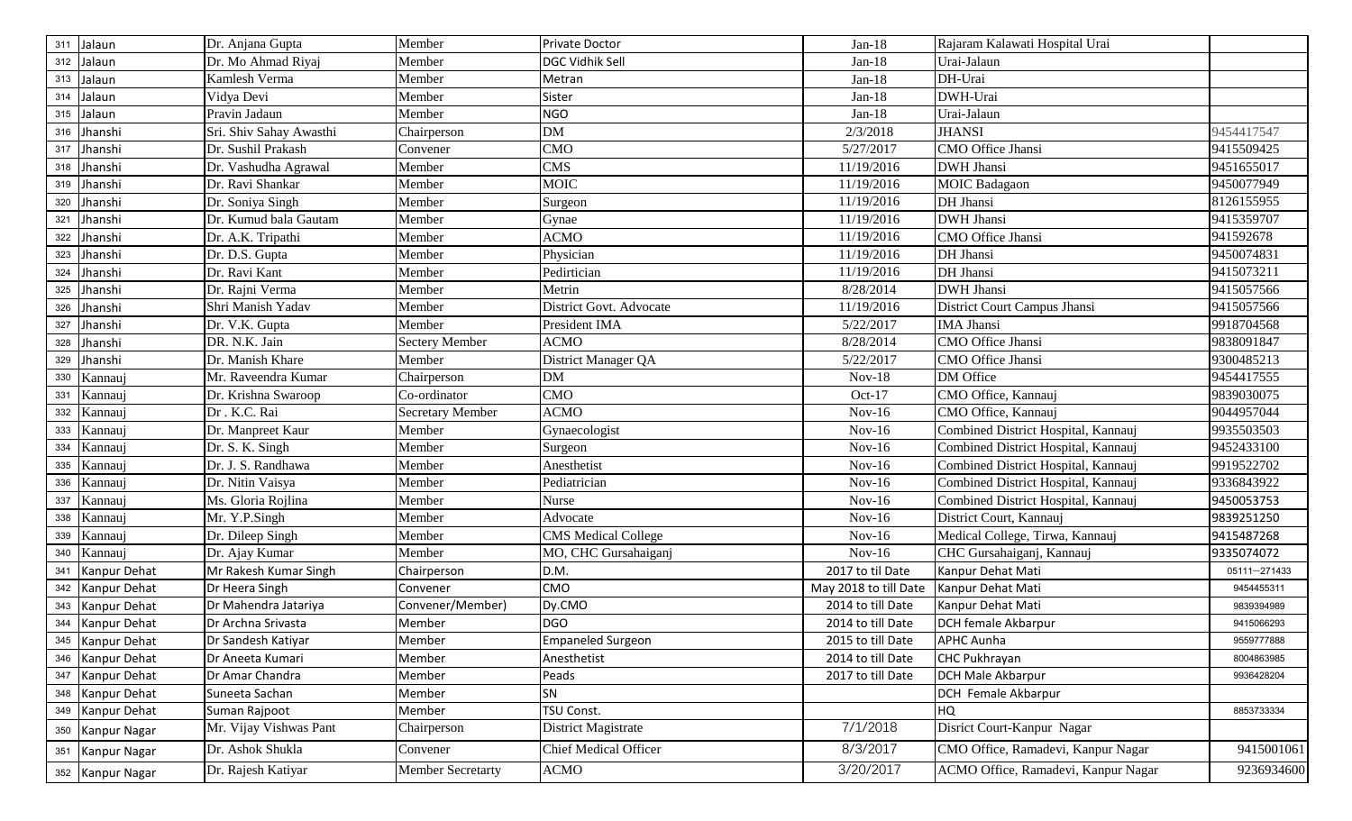| | | | | | | | |
|---|---|---|---|---|---|---|---|
| 311 | Jalaun | Dr. Anjana Gupta | Member | Private Doctor | Jan-18 | Rajaram Kalawati Hospital Urai | |
| 312 | Jalaun | Dr. Mo Ahmad Riyaj | Member | DGC Vidhik Sell | Jan-18 | Urai-Jalaun | |
| 313 | Jalaun | Kamlesh Verma | Member | Metran | Jan-18 | DH-Urai | |
| 314 | Jalaun | Vidya Devi | Member | Sister | Jan-18 | DWH-Urai | |
| 315 | Jalaun | Pravin Jadaun | Member | NGO | Jan-18 | Urai-Jalaun | |
| 316 | Jhanshi | Sri. Shiv Sahay Awasthi | Chairperson | DM | 2/3/2018 | JHANSI | 9454417547 |
| 317 | Jhanshi | Dr. Sushil Prakash | Convener | CMO | 5/27/2017 | CMO Office Jhansi | 9415509425 |
| 318 | Jhanshi | Dr. Vashudha Agrawal | Member | CMS | 11/19/2016 | DWH Jhansi | 9451655017 |
| 319 | Jhanshi | Dr. Ravi Shankar | Member | MOIC | 11/19/2016 | MOIC Badagaon | 9450077949 |
| 320 | Jhanshi | Dr. Soniya Singh | Member | Surgeon | 11/19/2016 | DH Jhansi | 8126155955 |
| 321 | Jhanshi | Dr. Kumud bala Gautam | Member | Gynae | 11/19/2016 | DWH Jhansi | 9415359707 |
| 322 | Jhanshi | Dr. A.K. Tripathi | Member | ACMO | 11/19/2016 | CMO Office Jhansi | 941592678 |
| 323 | Jhanshi | Dr. D.S. Gupta | Member | Physician | 11/19/2016 | DH Jhansi | 9450074831 |
| 324 | Jhanshi | Dr. Ravi Kant | Member | Pedirtician | 11/19/2016 | DH Jhansi | 9415073211 |
| 325 | Jhanshi | Dr. Rajni Verma | Member | Metrin | 8/28/2014 | DWH Jhansi | 9415057566 |
| 326 | Jhanshi | Shri Manish Yadav | Member | District Govt. Advocate | 11/19/2016 | District Court Campus Jhansi | 9415057566 |
| 327 | Jhanshi | Dr. V.K. Gupta | Member | President IMA | 5/22/2017 | IMA Jhansi | 9918704568 |
| 328 | Jhanshi | DR. N.K. Jain | Sectery Member | ACMO | 8/28/2014 | CMO Office Jhansi | 9838091847 |
| 329 | Jhanshi | Dr. Manish Khare | Member | District Manager QA | 5/22/2017 | CMO Office Jhansi | 9300485213 |
| 330 | Kannauj | Mr. Raveendra Kumar | Chairperson | DM | Nov-18 | DM Office | 9454417555 |
| 331 | Kannauj | Dr. Krishna Swaroop | Co-ordinator | CMO | Oct-17 | CMO Office, Kannauj | 9839030075 |
| 332 | Kannauj | Dr . K.C. Rai | Secretary Member | ACMO | Nov-16 | CMO Office, Kannauj | 9044957044 |
| 333 | Kannauj | Dr. Manpreet Kaur | Member | Gynaecologist | Nov-16 | Combined District Hospital, Kannauj | 9935503503 |
| 334 | Kannauj | Dr. S. K. Singh | Member | Surgeon | Nov-16 | Combined District Hospital, Kannauj | 9452433100 |
| 335 | Kannauj | Dr. J. S. Randhawa | Member | Anesthetist | Nov-16 | Combined District Hospital, Kannauj | 9919522702 |
| 336 | Kannauj | Dr. Nitin Vaisya | Member | Pediatrician | Nov-16 | Combined District Hospital, Kannauj | 9336843922 |
| 337 | Kannauj | Ms. Gloria Rojlina | Member | Nurse | Nov-16 | Combined District Hospital, Kannauj | 9450053753 |
| 338 | Kannauj | Mr. Y.P.Singh | Member | Advocate | Nov-16 | District Court, Kannauj | 9839251250 |
| 339 | Kannauj | Dr. Dileep Singh | Member | CMS Medical College | Nov-16 | Medical College, Tirwa, Kannauj | 9415487268 |
| 340 | Kannauj | Dr. Ajay Kumar | Member | MO, CHC Gursahaiganj | Nov-16 | CHC Gursahaiganj, Kannauj | 9335074072 |
| 341 | Kanpur Dehat | Mr Rakesh Kumar Singh | Chairperson | D.M. | 2017 to til Date | Kanpur Dehat Mati | 05111—271433 |
| 342 | Kanpur Dehat | Dr Heera Singh | Convener | CMO | May 2018 to till Date | Kanpur Dehat Mati | 9454455311 |
| 343 | Kanpur Dehat | Dr Mahendra Jatariya | Convener/Member) | Dy.CMO | 2014 to till Date | Kanpur Dehat Mati | 9839394989 |
| 344 | Kanpur Dehat | Dr Archna Srivasta | Member | DGO | 2014 to till Date | DCH female Akbarpur | 9415066293 |
| 345 | Kanpur Dehat | Dr Sandesh Katiyar | Member | Empaneled Surgeon | 2015 to till Date | APHC Aunha | 9559777888 |
| 346 | Kanpur Dehat | Dr Aneeta Kumari | Member | Anesthetist | 2014 to till Date | CHC Pukhrayan | 8004863985 |
| 347 | Kanpur Dehat | Dr Amar Chandra | Member | Peads | 2017 to till Date | DCH Male Akbarpur | 9936428204 |
| 348 | Kanpur Dehat | Suneeta Sachan | Member | SN | | DCH Female Akbarpur | |
| 349 | Kanpur Dehat | Suman Rajpoot | Member | TSU Const. | | HQ | 8853733334 |
| 350 | Kanpur Nagar | Mr. Vijay Vishwas Pant | Chairperson | District Magistrate | 7/1/2018 | Disrict Court-Kanpur Nagar | |
| 351 | Kanpur Nagar | Dr. Ashok Shukla | Convener | Chief Medical Officer | 8/3/2017 | CMO Office, Ramadevi, Kanpur Nagar | 9415001061 |
| 352 | Kanpur Nagar | Dr. Rajesh Katiyar | Member Secretarty | ACMO | 3/20/2017 | ACMO Office, Ramadevi, Kanpur Nagar | 9236934600 |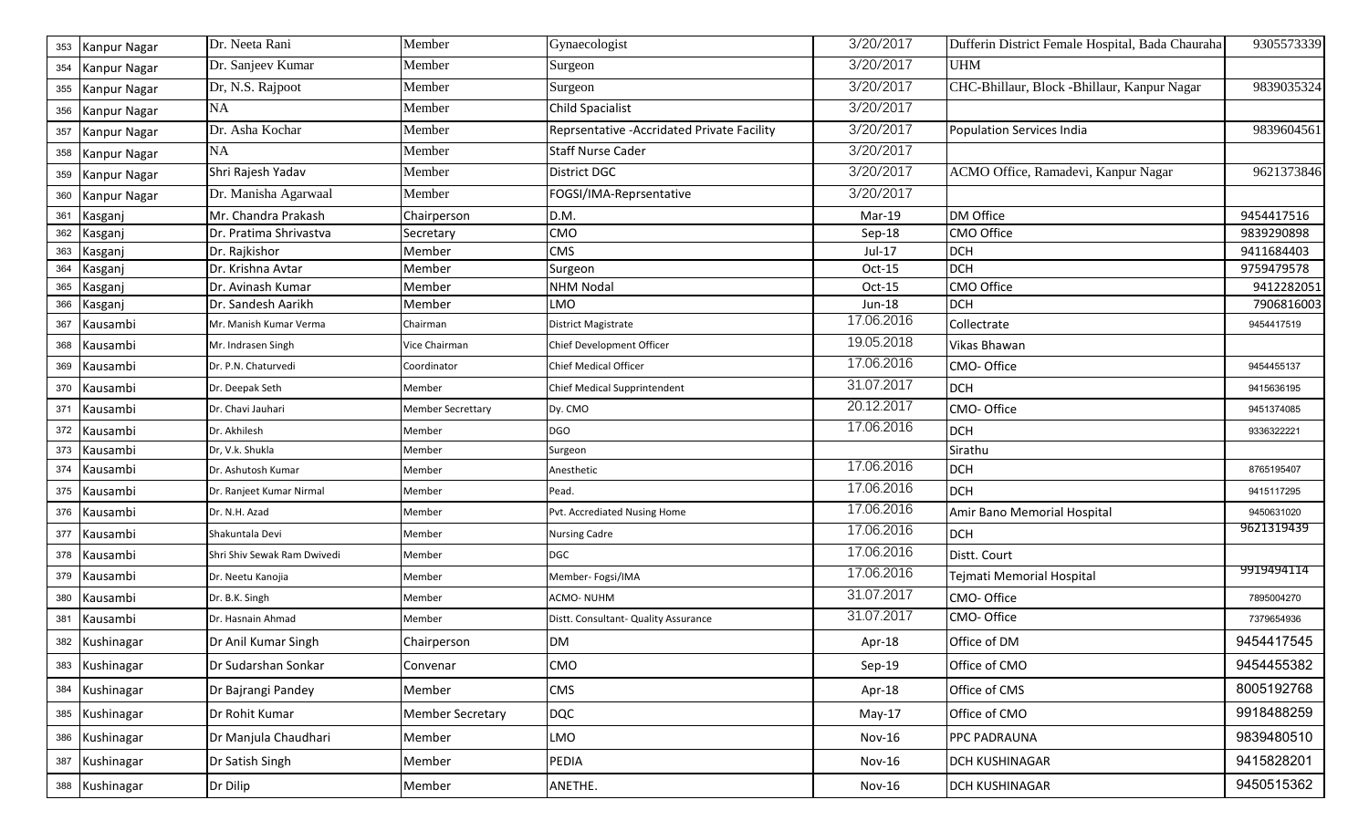| | | | | | | | |
|---|---|---|---|---|---|---|---|
| 353 | Kanpur Nagar | Dr. Neeta Rani | Member | Gynaecologist | 3/20/2017 | Dufferin District Female Hospital, Bada Chauraha | 9305573339 |
| 354 | Kanpur Nagar | Dr. Sanjeev Kumar | Member | Surgeon | 3/20/2017 | UHM | |
| 355 | Kanpur Nagar | Dr, N.S. Rajpoot | Member | Surgeon | 3/20/2017 | CHC-Bhillaur, Block -Bhillaur, Kanpur Nagar | 9839035324 |
| 356 | Kanpur Nagar | NA | Member | Child Spacialist | 3/20/2017 | | |
| 357 | Kanpur Nagar | Dr. Asha Kochar | Member | Reprsentative -Accridated Private Facility | 3/20/2017 | Population Services India | 9839604561 |
| 358 | Kanpur Nagar | NA | Member | Staff Nurse Cader | 3/20/2017 | | |
| 359 | Kanpur Nagar | Shri Rajesh Yadav | Member | District DGC | 3/20/2017 | ACMO Office, Ramadevi, Kanpur Nagar | 9621373846 |
| 360 | Kanpur Nagar | Dr. Manisha Agarwaal | Member | FOGSI/IMA-Reprsentative | 3/20/2017 | | |
| 361 | Kasganj | Mr. Chandra Prakash | Chairperson | D.M. | Mar-19 | DM Office | 9454417516 |
| 362 | Kasganj | Dr. Pratima Shrivastva | Secretary | CMO | Sep-18 | CMO Office | 9839290898 |
| 363 | Kasganj | Dr. Rajkishor | Member | CMS | Jul-17 | DCH | 9411684403 |
| 364 | Kasganj | Dr. Krishna Avtar | Member | Surgeon | Oct-15 | DCH | 9759479578 |
| 365 | Kasganj | Dr. Avinash Kumar | Member | NHM Nodal | Oct-15 | CMO Office | 9412282051 |
| 366 | Kasganj | Dr. Sandesh Aarikh | Member | LMO | Jun-18 | DCH | 7906816003 |
| 367 | Kausambi | Mr. Manish Kumar Verma | Chairman | District Magistrate | 17.06.2016 | Collectrate | 9454417519 |
| 368 | Kausambi | Mr. Indrasen Singh | Vice Chairman | Chief Development Officer | 19.05.2018 | Vikas Bhawan | |
| 369 | Kausambi | Dr. P.N. Chaturvedi | Coordinator | Chief Medical Officer | 17.06.2016 | CMO- Office | 9454455137 |
| 370 | Kausambi | Dr. Deepak Seth | Member | Chief Medical Supprintendent | 31.07.2017 | DCH | 9415636195 |
| 371 | Kausambi | Dr. Chavi Jauhari | Member Secrettary | Dy. CMO | 20.12.2017 | CMO- Office | 9451374085 |
| 372 | Kausambi | Dr. Akhilesh | Member | DGO | 17.06.2016 | DCH | 9336322221 |
| 373 | Kausambi | Dr, V.k. Shukla | Member | Surgeon | | Sirathu | |
| 374 | Kausambi | Dr. Ashutosh Kumar | Member | Anesthetic | 17.06.2016 | DCH | 8765195407 |
| 375 | Kausambi | Dr. Ranjeet Kumar Nirmal | Member | Pead. | 17.06.2016 | DCH | 9415117295 |
| 376 | Kausambi | Dr. N.H. Azad | Member | Pvt. Accrediated Nusing Home | 17.06.2016 | Amir Bano Memorial Hospital | 9450631020 |
| 377 | Kausambi | Shakuntala Devi | Member | Nursing Cadre | 17.06.2016 | DCH | 9621319439 |
| 378 | Kausambi | Shri Shiv Sewak Ram Dwivedi | Member | DGC | 17.06.2016 | Distt. Court | |
| 379 | Kausambi | Dr. Neetu Kanojia | Member | Member- Fogsi/IMA | 17.06.2016 | Tejmati Memorial Hospital | 9919494114 |
| 380 | Kausambi | Dr. B.K. Singh | Member | ACMO- NUHM | 31.07.2017 | CMO- Office | 7895004270 |
| 381 | Kausambi | Dr. Hasnain Ahmad | Member | Distt. Consultant- Quality Assurance | 31.07.2017 | CMO- Office | 7379654936 |
| 382 | Kushinagar | Dr Anil Kumar Singh | Chairperson | DM | Apr-18 | Office of DM | 9454417545 |
| 383 | Kushinagar | Dr Sudarshan Sonkar | Convenar | CMO | Sep-19 | Office of CMO | 9454455382 |
| 384 | Kushinagar | Dr Bajrangi Pandey | Member | CMS | Apr-18 | Office of CMS | 8005192768 |
| 385 | Kushinagar | Dr Rohit Kumar | Member Secretary | DQC | May-17 | Office of CMO | 9918488259 |
| 386 | Kushinagar | Dr Manjula Chaudhari | Member | LMO | Nov-16 | PPC PADRAUNA | 9839480510 |
| 387 | Kushinagar | Dr Satish Singh | Member | PEDIA | Nov-16 | DCH KUSHINAGAR | 9415828201 |
| 388 | Kushinagar | Dr Dilip | Member | ANETHE. | Nov-16 | DCH KUSHINAGAR | 9450515362 |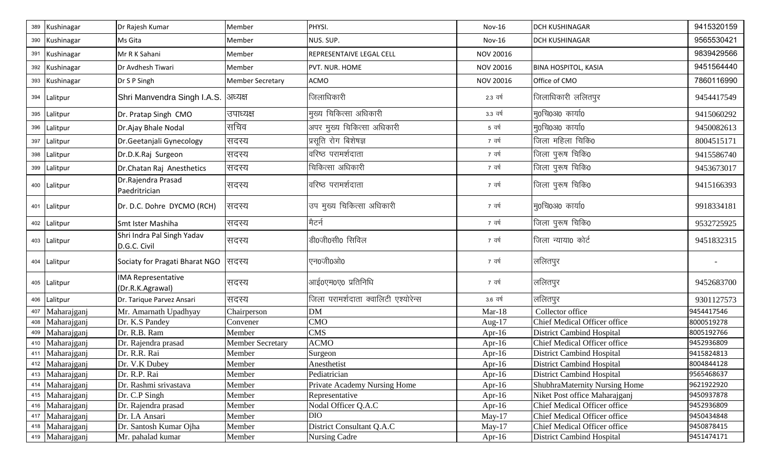| 389 | Kushinagar | Dr Rajesh Kumar | Member | PHYSI. | Nov-16 | DCH KUSHINAGAR | 9415320159 |
|---|---|---|---|---|---|---|---|
| 390 | Kushinagar | Ms Gita | Member | NUS. SUP. | Nov-16 | DCH KUSHINAGAR | 9565530421 |
| 391 | Kushinagar | Mr R K Sahani | Member | REPRESENTAIVE LEGAL CELL | NOV 20016 | | 9839429566 |
| 392 | Kushinagar | Dr Avdhesh Tiwari | Member | PVT. NUR. HOME | NOV 20016 | BINA HOSPITOL, KASIA | 9451564440 |
| 393 | Kushinagar | Dr S P Singh | Member Secretary | ACMO | NOV 20016 | Office of CMO | 7860116990 |
| 394 | Lalitpur | Shri Manvendra Singh I.A.S. | अध्यक्ष | जिलाधिकारी | 2.3 वर्ष | जिलाधिकारी ललितपुर | 9454417549 |
| 395 | Lalitpur | Dr. Pratap Singh CMO | उपाध्यक्ष | मुख्य चिकित्सा अधिकारी | 3.3 वर्ष | मु0चि0अ0 कार्या0 | 9415060292 |
| 396 | Lalitpur | Dr.Ajay Bhale Nodal | सचिव | अपर मुख्य चिकित्सा अधिकारी | 5 वर्ष | मु0चि0अ0 कार्या0 | 9450082613 |
| 397 | Lalitpur | Dr.Geetanjali Gynecology | सदस्य | प्रसूति रोग बिशेषज्ञ | 7 वर्ष | जिला महिला चिकि0 | 8004515171 |
| 398 | Lalitpur | Dr.D.K.Raj Surgeon | सदस्य | वरिष्ठ परामर्शदाता | 7 वर्ष | जिला पुरूष चिकि0 | 9415586740 |
| 399 | Lalitpur | Dr.Chatan Raj Anesthetics | सदस्य | चिकित्सा अधिकारी | 7 वर्ष | जिला पुरूष चिकि0 | 9453673017 |
| 400 | Lalitpur | Dr.Rajendra Prasad Paedritrician | सदस्य | वरिष्ठ परामर्शदाता | 7 वर्ष | जिला पुरूष चिकि0 | 9415166393 |
| 401 | Lalitpur | Dr. D.C. Dohre DYCMO (RCH) | सदस्य | उप मुख्य चिकित्सा अधिकारी | 7 वर्ष | मु0चि0अ0 कार्या0 | 9918334181 |
| 402 | Lalitpur | Smt Ister Mashiha | सदस्य | मैटर्न | 7 वर्ष | जिला पुरूष चिकि0 | 9532725925 |
| 403 | Lalitpur | Shri Indra Pal Singh Yadav D.G.C. Civil | सदस्य | डी0जी0सी0 सिविल | 7 वर्ष | जिला न्याया0 कोर्ट | 9451832315 |
| 404 | Lalitpur | Sociaty for Pragati Bharat NGO | सदस्य | एन0जी0ओ0 | 7 वर्ष | ललितपुर | - |
| 405 | Lalitpur | IMA Representative (Dr.R.K.Agrawal) | सदस्य | आई0एम0ए0 प्रतिनिधि | 7 वर्ष | ललितपुर | 9452683700 |
| 406 | Lalitpur | Dr. Tarique Parvez Ansari | सदस्य | जिला परामर्शदाता क्वालिटी एश्योरेन्स | 3.6 वर्ष | ललितपुर | 9301127573 |
| 407 | Maharajganj | Mr. Amarnath Upadhyay | Chairperson | DM | Mar-18 | Collector office | 9454417546 |
| 408 | Maharajganj | Dr. K.S Pandey | Convener | CMO | Aug-17 | Chief Medical Officer office | 8000519278 |
| 409 | Maharajganj | Dr. R.B. Ram | Member | CMS | Apr-16 | District Cambind Hospital | 8005192766 |
| 410 | Maharajganj | Dr. Rajendra prasad | Member Secretary | ACMO | Apr-16 | Chief Medical Officer office | 9452936809 |
| 411 | Maharajganj | Dr. R.R. Rai | Member | Surgeon | Apr-16 | District Cambind Hospital | 9415824813 |
| 412 | Maharajganj | Dr. V.K Dubey | Member | Anesthetist | Apr-16 | District Cambind Hospital | 8004844128 |
| 413 | Maharajganj | Dr. R.P. Rai | Member | Pediatrician | Apr-16 | District Cambind Hospital | 9565468637 |
| 414 | Maharajganj | Dr. Rashmi srivastava | Member | Private Academy Nursing Home | Apr-16 | ShubhraMaternity Nursing Home | 9621922920 |
| 415 | Maharajganj | Dr. C.P Singh | Member | Representative | Apr-16 | Niket Post office Maharajganj | 9450937878 |
| 416 | Maharajganj | Dr. Rajendra prasad | Member | Nodal Officer Q.A.C | Apr-16 | Chief Medical Officer office | 9452936809 |
| 417 | Maharajganj | Dr. I.A Ansari | Member | DIO | May-17 | Chief Medical Officer office | 9450434848 |
| 418 | Maharajganj | Dr. Santosh Kumar Ojha | Member | District Consultant Q.A.C | May-17 | Chief Medical Officer office | 9450878415 |
| 419 | Maharajganj | Mr. pahalad kumar | Member | Nursing Cadre | Apr-16 | District Cambind Hospital | 9451474171 |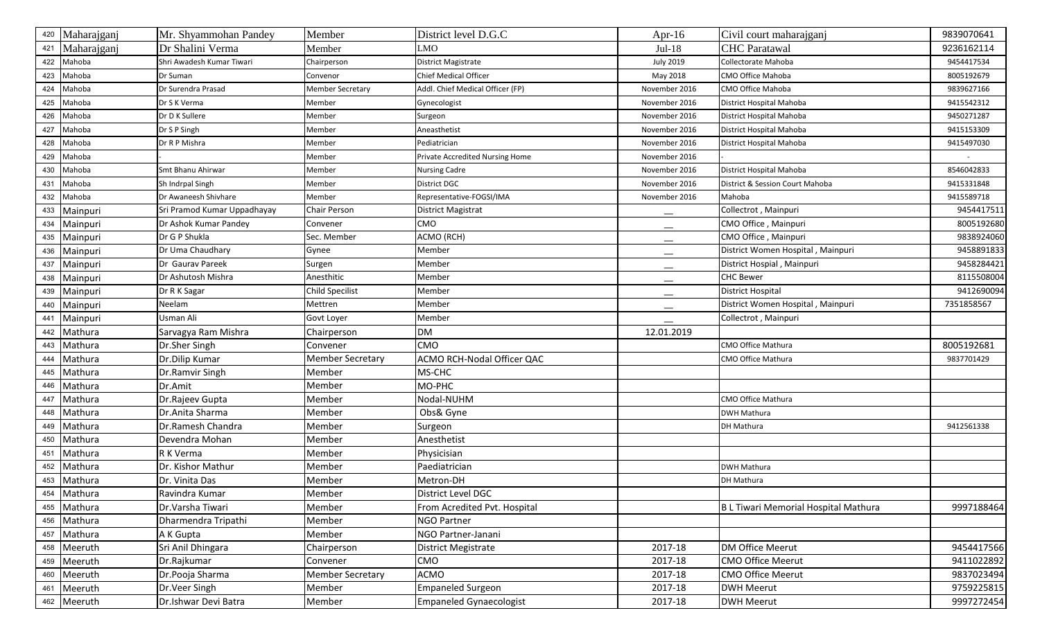| 420 | Maharajganj | Mr. Shyammohan Pandey | Member | District level D.G.C | Apr-16 | Civil court maharajganj | 9839070641 |
|---|---|---|---|---|---|---|---|
| 421 | Maharajganj | Dr Shalini Verma | Member | LMO | Jul-18 | CHC Paratawal | 9236162114 |
| 422 | Mahoba | Shri Awadesh Kumar Tiwari | Chairperson | District Magistrate | July 2019 | Collectorate Mahoba | 9454417534 |
| 423 | Mahoba | Dr Suman | Convenor | Chief Medical Officer | May 2018 | CMO Office Mahoba | 8005192679 |
| 424 | Mahoba | Dr Surendra Prasad | Member Secretary | Addl. Chief Medical Officer (FP) | November 2016 | CMO Office Mahoba | 9839627166 |
| 425 | Mahoba | Dr S K Verma | Member | Gynecologist | November 2016 | District Hospital Mahoba | 9415542312 |
| 426 | Mahoba | Dr D K Sullere | Member | Surgeon | November 2016 | District Hospital Mahoba | 9450271287 |
| 427 | Mahoba | Dr S P Singh | Member | Aneasthetist | November 2016 | District Hospital Mahoba | 9415153309 |
| 428 | Mahoba | Dr R P Mishra | Member | Pediatrician | November 2016 | District Hospital Mahoba | 9415497030 |
| 429 | Mahoba | - | Member | Private Accredited Nursing Home | November 2016 | - | - |
| 430 | Mahoba | Smt Bhanu Ahirwar | Member | Nursing Cadre | November 2016 | District Hospital Mahoba | 8546042833 |
| 431 | Mahoba | Sh Indrpal Singh | Member | District DGC | November 2016 | District & Session Court Mahoba | 9415331848 |
| 432 | Mahoba | Dr Awaneesh Shivhare | Member | Representative-FOGSI/IMA | November 2016 | Mahoba | 9415589718 |
| 433 | Mainpuri | Sri Pramod Kumar Uppadhayay | Chair Person | District Magistrat | — | Collectrot , Mainpuri | 9454417511 |
| 434 | Mainpuri | Dr Ashok Kumar Pandey | Convener | CMO | — | CMO Office , Mainpuri | 8005192680 |
| 435 | Mainpuri | Dr G P Shukla | Sec. Member | ACMO (RCH) | — | CMO Office , Mainpuri | 9838924060 |
| 436 | Mainpuri | Dr Uma Chaudhary | Gynee | Member | — | District Women Hospital , Mainpuri | 9458891833 |
| 437 | Mainpuri | Dr Gaurav Pareek | Surgen | Member | — | District Hospial , Mainpuri | 9458284421 |
| 438 | Mainpuri | Dr Ashutosh Mishra | Anesthitic | Member | — | CHC Bewer | 8115508004 |
| 439 | Mainpuri | Dr R K Sagar | Child Specilist | Member | — | District Hospital | 9412690094 |
| 440 | Mainpuri | Neelam | Mettren | Member | — | District Women Hospital , Mainpuri | 7351858567 |
| 441 | Mainpuri | Usman Ali | Govt Loyer | Member | — | Collectrot , Mainpuri | |
| 442 | Mathura | Sarvagya Ram Mishra | Chairperson | DM | 12.01.2019 | | |
| 443 | Mathura | Dr.Sher Singh | Convener | CMO | | CMO Office Mathura | 8005192681 |
| 444 | Mathura | Dr.Dilip Kumar | Member Secretary | ACMO RCH-Nodal Officer QAC | | CMO Office Mathura | 9837701429 |
| 445 | Mathura | Dr.Ramvir Singh | Member | MS-CHC | | | |
| 446 | Mathura | Dr.Amit | Member | MO-PHC | | | |
| 447 | Mathura | Dr.Rajeev Gupta | Member | Nodal-NUHM | | CMO Office Mathura | |
| 448 | Mathura | Dr.Anita Sharma | Member | Obs& Gyne | | DWH Mathura | |
| 449 | Mathura | Dr.Ramesh Chandra | Member | Surgeon | | DH Mathura | 9412561338 |
| 450 | Mathura | Devendra Mohan | Member | Anesthetist | | | |
| 451 | Mathura | R K Verma | Member | Physicisian | | | |
| 452 | Mathura | Dr. Kishor Mathur | Member | Paediatrician | | DWH Mathura | |
| 453 | Mathura | Dr. Vinita Das | Member | Metron-DH | | DH Mathura | |
| 454 | Mathura | Ravindra Kumar | Member | District Level DGC | | | |
| 455 | Mathura | Dr.Varsha Tiwari | Member | From Acredited Pvt. Hospital | | B L Tiwari Memorial Hospital Mathura | 9997188464 |
| 456 | Mathura | Dharmendra Tripathi | Member | NGO Partner | | | |
| 457 | Mathura | A K Gupta | Member | NGO Partner-Janani | | | |
| 458 | Meeruth | Sri Anil Dhingara | Chairperson | District Megistrate | 2017-18 | DM Office Meerut | 9454417566 |
| 459 | Meeruth | Dr.Rajkumar | Convener | CMO | 2017-18 | CMO Office Meerut | 9411022892 |
| 460 | Meeruth | Dr.Pooja Sharma | Member Secretary | ACMO | 2017-18 | CMO Office Meerut | 9837023494 |
| 461 | Meeruth | Dr.Veer Singh | Member | Empaneled Surgeon | 2017-18 | DWH Meerut | 9759225815 |
| 462 | Meeruth | Dr.Ishwar Devi Batra | Member | Empaneled Gynaecologist | 2017-18 | DWH Meerut | 9997272454 |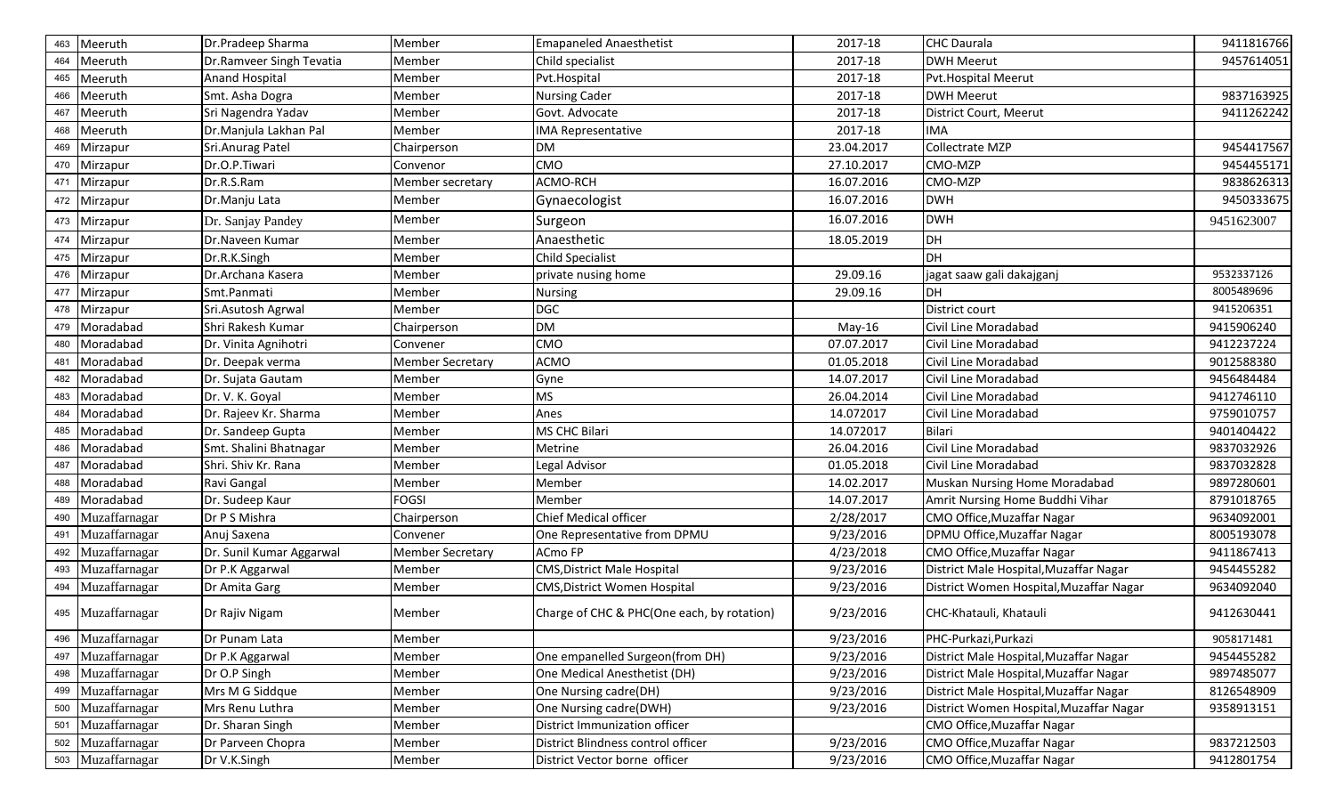| | | | | | | | |
|---|---|---|---|---|---|---|---|
| 463 | Meeruth | Dr.Pradeep Sharma | Member | Emapaneled Anaesthetist | 2017-18 | CHC Daurala | 9411816766 |
| 464 | Meeruth | Dr.Ramveer Singh Tevatia | Member | Child specialist | 2017-18 | DWH Meerut | 9457614051 |
| 465 | Meeruth | Anand Hospital | Member | Pvt.Hospital | 2017-18 | Pvt.Hospital Meerut | |
| 466 | Meeruth | Smt. Asha Dogra | Member | Nursing Cader | 2017-18 | DWH Meerut | 9837163925 |
| 467 | Meeruth | Sri Nagendra Yadav | Member | Govt. Advocate | 2017-18 | District Court, Meerut | 9411262242 |
| 468 | Meeruth | Dr.Manjula Lakhan Pal | Member | IMA Representative | 2017-18 | IMA | |
| 469 | Mirzapur | Sri.Anurag Patel | Chairperson | DM | 23.04.2017 | Collectrate MZP | 9454417567 |
| 470 | Mirzapur | Dr.O.P.Tiwari | Convenor | CMO | 27.10.2017 | CMO-MZP | 9454455171 |
| 471 | Mirzapur | Dr.R.S.Ram | Member secretary | ACMO-RCH | 16.07.2016 | CMO-MZP | 9838626313 |
| 472 | Mirzapur | Dr.Manju Lata | Member | Gynaecologist | 16.07.2016 | DWH | 9450333675 |
| 473 | Mirzapur | Dr. Sanjay Pandey | Member | Surgeon | 16.07.2016 | DWH | 9451623007 |
| 474 | Mirzapur | Dr.Naveen Kumar | Member | Anaesthetic | 18.05.2019 | DH | |
| 475 | Mirzapur | Dr.R.K.Singh | Member | Child Specialist | | DH | |
| 476 | Mirzapur | Dr.Archana Kasera | Member | private nusing home | 29.09.16 | jagat saaw gali dakajganj | 9532337126 |
| 477 | Mirzapur | Smt.Panmati | Member | Nursing | 29.09.16 | DH | 8005489696 |
| 478 | Mirzapur | Sri.Asutosh Agrwal | Member | DGC | | District court | 9415206351 |
| 479 | Moradabad | Shri Rakesh Kumar | Chairperson | DM | May-16 | Civil Line Moradabad | 9415906240 |
| 480 | Moradabad | Dr. Vinita Agnihotri | Convener | CMO | 07.07.2017 | Civil Line Moradabad | 9412237224 |
| 481 | Moradabad | Dr. Deepak verma | Member Secretary | ACMO | 01.05.2018 | Civil Line Moradabad | 9012588380 |
| 482 | Moradabad | Dr. Sujata Gautam | Member | Gyne | 14.07.2017 | Civil Line Moradabad | 9456484484 |
| 483 | Moradabad | Dr. V. K. Goyal | Member | MS | 26.04.2014 | Civil Line Moradabad | 9412746110 |
| 484 | Moradabad | Dr. Rajeev Kr. Sharma | Member | Anes | 14.072017 | Civil Line Moradabad | 9759010757 |
| 485 | Moradabad | Dr. Sandeep Gupta | Member | MS CHC Bilari | 14.072017 | Bilari | 9401404422 |
| 486 | Moradabad | Smt. Shalini Bhatnagar | Member | Metrine | 26.04.2016 | Civil Line Moradabad | 9837032926 |
| 487 | Moradabad | Shri. Shiv Kr. Rana | Member | Legal Advisor | 01.05.2018 | Civil Line Moradabad | 9837032828 |
| 488 | Moradabad | Ravi Gangal | Member | Member | 14.02.2017 | Muskan Nursing Home Moradabad | 9897280601 |
| 489 | Moradabad | Dr. Sudeep Kaur | FOGSI | Member | 14.07.2017 | Amrit Nursing Home Buddhi Vihar | 8791018765 |
| 490 | Muzaffarnagar | Dr P S Mishra | Chairperson | Chief Medical officer | 2/28/2017 | CMO Office,Muzaffar Nagar | 9634092001 |
| 491 | Muzaffarnagar | Anuj Saxena | Convener | One Representative from DPMU | 9/23/2016 | DPMU Office,Muzaffar Nagar | 8005193078 |
| 492 | Muzaffarnagar | Dr. Sunil Kumar Aggarwal | Member Secretary | ACmo FP | 4/23/2018 | CMO Office,Muzaffar Nagar | 9411867413 |
| 493 | Muzaffarnagar | Dr P.K Aggarwal | Member | CMS,District Male Hospital | 9/23/2016 | District Male Hospital,Muzaffar Nagar | 9454455282 |
| 494 | Muzaffarnagar | Dr Amita Garg | Member | CMS,District Women Hospital | 9/23/2016 | District Women Hospital,Muzaffar Nagar | 9634092040 |
| 495 | Muzaffarnagar | Dr Rajiv Nigam | Member | Charge of CHC & PHC(One each, by rotation) | 9/23/2016 | CHC-Khatauli, Khatauli | 9412630441 |
| 496 | Muzaffarnagar | Dr Punam Lata | Member | | 9/23/2016 | PHC-Purkazi,Purkazi | 9058171481 |
| 497 | Muzaffarnagar | Dr P.K Aggarwal | Member | One empanelled Surgeon(from DH) | 9/23/2016 | District Male Hospital,Muzaffar Nagar | 9454455282 |
| 498 | Muzaffarnagar | Dr O.P Singh | Member | One Medical Anesthetist (DH) | 9/23/2016 | District Male Hospital,Muzaffar Nagar | 9897485077 |
| 499 | Muzaffarnagar | Mrs M G Siddque | Member | One Nursing cadre(DH) | 9/23/2016 | District Male Hospital,Muzaffar Nagar | 8126548909 |
| 500 | Muzaffarnagar | Mrs Renu Luthra | Member | One Nursing cadre(DWH) | 9/23/2016 | District Women Hospital,Muzaffar Nagar | 9358913151 |
| 501 | Muzaffarnagar | Dr. Sharan Singh | Member | District Immunization officer | | CMO Office,Muzaffar Nagar | |
| 502 | Muzaffarnagar | Dr Parveen Chopra | Member | District Blindness control officer | 9/23/2016 | CMO Office,Muzaffar Nagar | 9837212503 |
| 503 | Muzaffarnagar | Dr V.K.Singh | Member | District Vector borne officer | 9/23/2016 | CMO Office,Muzaffar Nagar | 9412801754 |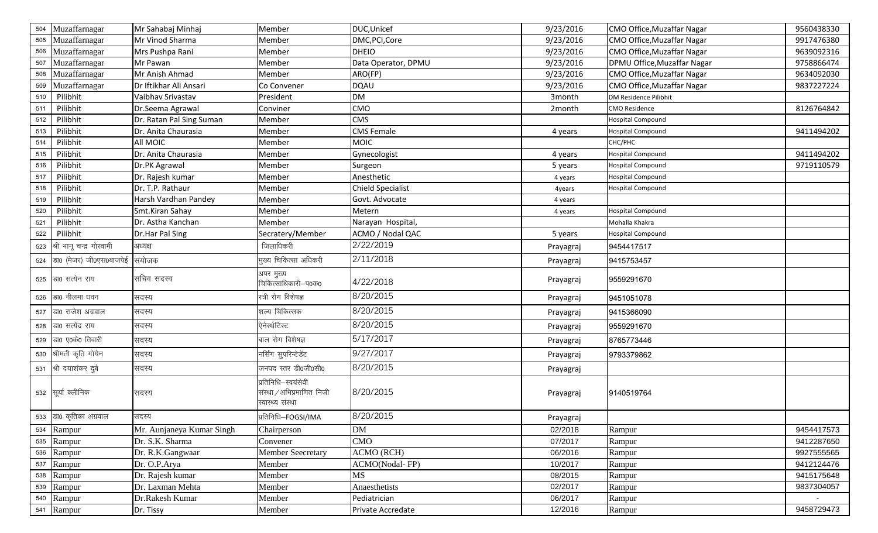| | | | | | | | |
|---|---|---|---|---|---|---|---|
| 504 | Muzaffarnagar | Mr Sahabaj Minhaj | Member | DUC,Unicef | 9/23/2016 | CMO Office,Muzaffar Nagar | 9560438330 |
| 505 | Muzaffarnagar | Mr Vinod Sharma | Member | DMC,PCI,Core | 9/23/2016 | CMO Office,Muzaffar Nagar | 9917476380 |
| 506 | Muzaffarnagar | Mrs Pushpa Rani | Member | DHEIO | 9/23/2016 | CMO Office,Muzaffar Nagar | 9639092316 |
| 507 | Muzaffarnagar | Mr Pawan | Member | Data Operator, DPMU | 9/23/2016 | DPMU Office,Muzaffar Nagar | 9758866474 |
| 508 | Muzaffarnagar | Mr Anish Ahmad | Member | ARO(FP) | 9/23/2016 | CMO Office,Muzaffar Nagar | 9634092030 |
| 509 | Muzaffarnagar | Dr Iftikhar Ali Ansari | Co Convener | DQAU | 9/23/2016 | CMO Office,Muzaffar Nagar | 9837227224 |
| 510 | Pilibhit | Vaibhav Srivastav | President | DM | 3month | DM Residence Pilibhit | |
| 511 | Pilibhit | Dr.Seema Agrawal | Conviner | CMO | 2month | CMO Residence | 8126764842 |
| 512 | Pilibhit | Dr. Ratan Pal Sing Suman | Member | CMS | | Hospital Compound | |
| 513 | Pilibhit | Dr. Anita Chaurasia | Member | CMS Female | 4 years | Hospital Compound | 9411494202 |
| 514 | Pilibhit | All MOIC | Member | MOIC | | CHC/PHC | |
| 515 | Pilibhit | Dr. Anita Chaurasia | Member | Gynecologist | 4 years | Hospital Compound | 9411494202 |
| 516 | Pilibhit | Dr.PK Agrawal | Member | Surgeon | 5 years | Hospital Compound | 9719110579 |
| 517 | Pilibhit | Dr. Rajesh kumar | Member | Anesthetic | 4 years | Hospital Compound | |
| 518 | Pilibhit | Dr. T.P. Rathaur | Member | Chield Specialist | 4years | Hospital Compound | |
| 519 | Pilibhit | Harsh Vardhan Pandey | Member | Govt. Advocate | 4 years | | |
| 520 | Pilibhit | Smt.Kiran Sahay | Member | Metern | 4 years | Hospital Compound | |
| 521 | Pilibhit | Dr. Astha Kanchan | Member | Narayan Hospital, | | Mohalla Khakra | |
| 522 | Pilibhit | Dr.Har Pal Sing | Secretary/Member | ACMO / Nodal QAC | 5 years | Hospital Compound | |
| 523 | श्री भानू चन्द्र गोस्वामी | अध्यक्ष | जिलाधिकारी | 2/22/2019 | Prayagraj | 9454417517 | |
| 524 | डा0 (मेजर) जी0एस0बाजपेई | संयोजक | मुख्य चिकित्सा अधिकारी | 2/11/2018 | Prayagraj | 9415753457 | |
| 525 | डा0 सत्येन राय | सचिव सदस्य | अपर मुख्य चिकित्साधिकारी–प0क0 | 4/22/2018 | Prayagraj | 9559291670 | |
| 526 | डा0 नीलमा धवन | सदस्य | स्त्री रोग विशेषज्ञ | 8/20/2015 | Prayagraj | 9451051078 | |
| 527 | डा0 राजेश अग्रवाल | सदस्य | शल्य चिकित्सक | 8/20/2015 | Prayagraj | 9415366090 | |
| 528 | डा0 सत्येंद्र राय | सदस्य | ऐनेस्थेटिस्ट | 8/20/2015 | Prayagraj | 9559291670 | |
| 529 | डा0 ए0के0 तिवारी | सदस्य | बाल रोग विशेषज्ञ | 5/17/2017 | Prayagraj | 8765773446 | |
| 530 | श्रीमती कृति गोयेन | सदस्य | नर्सिंग सुपरिन्टेडेंट | 9/27/2017 | Prayagraj | 9793379862 | |
| 531 | श्री दयाशंकर दुबे | सदस्य | जनपद स्तर डी0जी0सी0 | 8/20/2015 | Prayagraj | | |
| 532 | सूर्या क्लीनिक | सदस्य | प्रतिनिधि–स्वयंसेवी संस्था/अभिप्रमाणित निजी स्वास्थ्य संस्था | 8/20/2015 | Prayagraj | 9140519764 | |
| 533 | डा0 कृतिका अग्रवाल | सदस्य | प्रतिनिधि–FOGSI/IMA | 8/20/2015 | Prayagraj | | |
| 534 | Rampur | Mr. Aunjaneya Kumar Singh | Chairperson | DM | 02/2018 | Rampur | 9454417573 |
| 535 | Rampur | Dr. S.K. Sharma | Convener | CMO | 07/2017 | Rampur | 9412287650 |
| 536 | Rampur | Dr. R.K.Gangwaar | Member Seecretary | ACMO (RCH) | 06/2016 | Rampur | 9927555565 |
| 537 | Rampur | Dr. O.P.Arya | Member | ACMO(Nodal- FP) | 10/2017 | Rampur | 9412124476 |
| 538 | Rampur | Dr. Rajesh kumar | Member | MS | 08/2015 | Rampur | 9415175648 |
| 539 | Rampur | Dr. Laxman Mehta | Member | Anaesthetists | 02/2017 | Rampur | 9837304057 |
| 540 | Rampur | Dr.Rakesh Kumar | Member | Pediatrician | 06/2017 | Rampur | - |
| 541 | Rampur | Dr. Tissy | Member | Private Accredate | 12/2016 | Rampur | 9458729473 |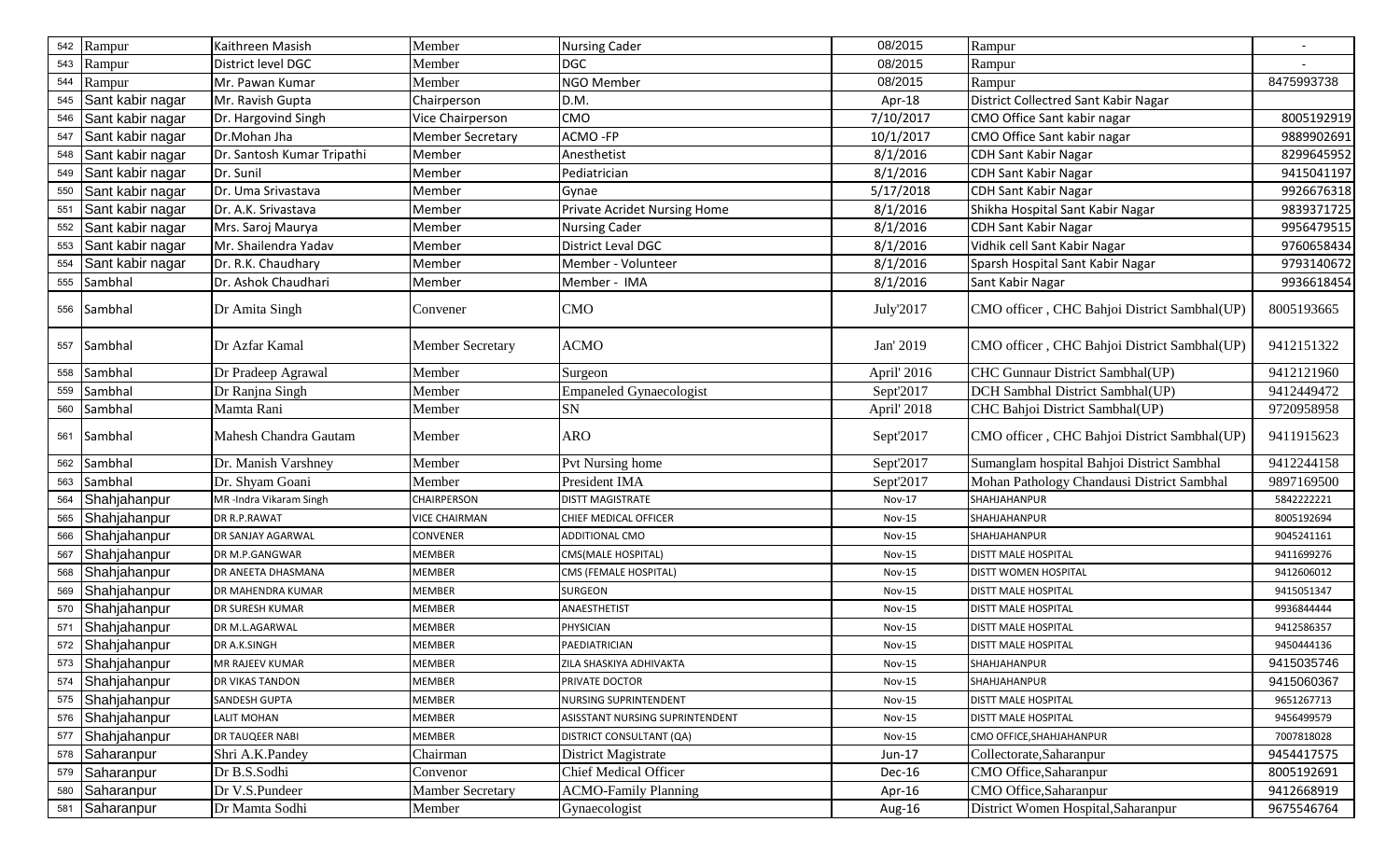| 542 | Rampur | Kaithreen Masish | Member | Nursing Cader | 08/2015 | Rampur | - |
|---|---|---|---|---|---|---|---|
| 543 | Rampur | District level DGC | Member | DGC | 08/2015 | Rampur | - |
| 544 | Rampur | Mr. Pawan Kumar | Member | NGO Member | 08/2015 | Rampur | 8475993738 |
| 545 | Sant kabir nagar | Mr. Ravish Gupta | Chairperson | D.M. | Apr-18 | District Collectred Sant Kabir Nagar | |
| 546 | Sant kabir nagar | Dr. Hargovind Singh | Vice Chairperson | CMO | 7/10/2017 | CMO Office Sant kabir nagar | 8005192919 |
| 547 | Sant kabir nagar | Dr.Mohan Jha | Member Secretary | ACMO -FP | 10/1/2017 | CMO Office Sant kabir nagar | 9889902691 |
| 548 | Sant kabir nagar | Dr. Santosh Kumar Tripathi | Member | Anesthetist | 8/1/2016 | CDH Sant Kabir Nagar | 8299645952 |
| 549 | Sant kabir nagar | Dr. Sunil | Member | Pediatrician | 8/1/2016 | CDH Sant Kabir Nagar | 9415041197 |
| 550 | Sant kabir nagar | Dr. Uma Srivastava | Member | Gynae | 5/17/2018 | CDH Sant Kabir Nagar | 9926676318 |
| 551 | Sant kabir nagar | Dr. A.K. Srivastava | Member | Private Acridet Nursing Home | 8/1/2016 | Shikha Hospital Sant Kabir Nagar | 9839371725 |
| 552 | Sant kabir nagar | Mrs. Saroj Maurya | Member | Nursing Cader | 8/1/2016 | CDH Sant Kabir Nagar | 9956479515 |
| 553 | Sant kabir nagar | Mr. Shailendra Yadav | Member | District Leval DGC | 8/1/2016 | Vidhik cell Sant Kabir Nagar | 9760658434 |
| 554 | Sant kabir nagar | Dr. R.K. Chaudhary | Member | Member - Volunteer | 8/1/2016 | Sparsh Hospital Sant Kabir Nagar | 9793140672 |
| 555 | Sambhal | Dr. Ashok Chaudhari | Member | Member - IMA | 8/1/2016 | Sant Kabir Nagar | 9936618454 |
| 556 | Sambhal | Dr Amita Singh | Convener | CMO | July'2017 | CMO officer , CHC Bahjoi District Sambhal(UP) | 8005193665 |
| 557 | Sambhal | Dr Azfar Kamal | Member Secretary | ACMO | Jan' 2019 | CMO officer , CHC Bahjoi District Sambhal(UP) | 9412151322 |
| 558 | Sambhal | Dr Pradeep Agrawal | Member | Surgeon | April' 2016 | CHC Gunnaur District Sambhal(UP) | 9412121960 |
| 559 | Sambhal | Dr Ranjna Singh | Member | Empaneled Gynaecologist | Sept'2017 | DCH Sambhal District Sambhal(UP) | 9412449472 |
| 560 | Sambhal | Mamta Rani | Member | SN | April' 2018 | CHC Bahjoi District Sambhal(UP) | 9720958958 |
| 561 | Sambhal | Mahesh Chandra Gautam | Member | ARO | Sept'2017 | CMO officer , CHC Bahjoi District Sambhal(UP) | 9411915623 |
| 562 | Sambhal | Dr. Manish Varshney | Member | Pvt Nursing home | Sept'2017 | Sumanglam hospital Bahjoi District Sambhal | 9412244158 |
| 563 | Sambhal | Dr. Shyam Goani | Member | President IMA | Sept'2017 | Mohan Pathology Chandausi District Sambhal | 9897169500 |
| 564 | Shahjahanpur | MR -Indra Vikaram Singh | CHAIRPERSON | DISTT MAGISTRATE | Nov-17 | SHAHJAHANPUR | 5842222221 |
| 565 | Shahjahanpur | DR R.P.RAWAT | VICE CHAIRMAN | CHIEF MEDICAL OFFICER | Nov-15 | SHAHJAHANPUR | 8005192694 |
| 566 | Shahjahanpur | DR SANJAY AGARWAL | CONVENER | ADDITIONAL CMO | Nov-15 | SHAHJAHANPUR | 9045241161 |
| 567 | Shahjahanpur | DR M.P.GANGWAR | MEMBER | CMS(MALE HOSPITAL) | Nov-15 | DISTT MALE HOSPITAL | 9411699276 |
| 568 | Shahjahanpur | DR ANEETA DHASMANA | MEMBER | CMS (FEMALE HOSPITAL) | Nov-15 | DISTT WOMEN HOSPITAL | 9412606012 |
| 569 | Shahjahanpur | DR MAHENDRA KUMAR | MEMBER | SURGEON | Nov-15 | DISTT MALE HOSPITAL | 9415051347 |
| 570 | Shahjahanpur | DR SURESH KUMAR | MEMBER | ANAESTHETIST | Nov-15 | DISTT MALE HOSPITAL | 9936844444 |
| 571 | Shahjahanpur | DR M.L.AGARWAL | MEMBER | PHYSICIAN | Nov-15 | DISTT MALE HOSPITAL | 9412586357 |
| 572 | Shahjahanpur | DR A.K.SINGH | MEMBER | PAEDIATRICIAN | Nov-15 | DISTT MALE HOSPITAL | 9450444136 |
| 573 | Shahjahanpur | MR RAJEEV KUMAR | MEMBER | ZILA SHASKIYA ADHIVAKTA | Nov-15 | SHAHJAHANPUR | 9415035746 |
| 574 | Shahjahanpur | DR VIKAS TANDON | MEMBER | PRIVATE DOCTOR | Nov-15 | SHAHJAHANPUR | 9415060367 |
| 575 | Shahjahanpur | SANDESH GUPTA | MEMBER | NURSING SUPRINTENDENT | Nov-15 | DISTT MALE HOSPITAL | 9651267713 |
| 576 | Shahjahanpur | LALIT MOHAN | MEMBER | ASISSTANT NURSING SUPRINTENDENT | Nov-15 | DISTT MALE HOSPITAL | 9456499579 |
| 577 | Shahjahanpur | DR TAUQEER NABI | MEMBER | DISTRICT CONSULTANT (QA) | Nov-15 | CMO OFFICE,SHAHJAHANPUR | 7007818028 |
| 578 | Saharanpur | Shri A.K.Pandey | Chairman | District Magistrate | Jun-17 | Collectorate,Saharanpur | 9454417575 |
| 579 | Saharanpur | Dr B.S.Sodhi | Convenor | Chief Medical Officer | Dec-16 | CMO Office,Saharanpur | 8005192691 |
| 580 | Saharanpur | Dr V.S.Pundeer | Mamber Secretary | ACMO-Family Planning | Apr-16 | CMO Office,Saharanpur | 9412668919 |
| 581 | Saharanpur | Dr Mamta Sodhi | Member | Gynaecologist | Aug-16 | District Women Hospital,Saharanpur | 9675546764 |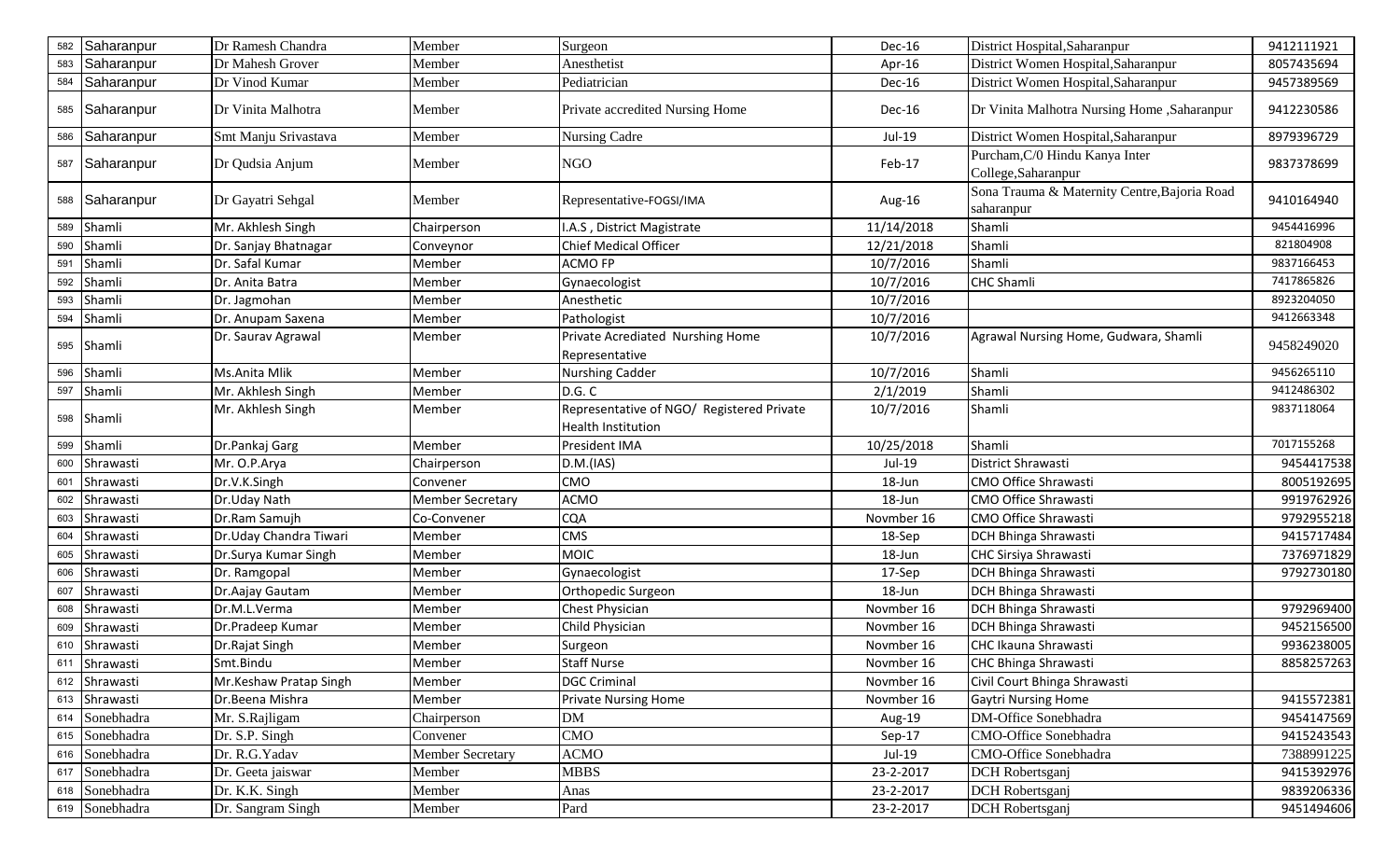| 582 | Saharanpur | Dr Ramesh Chandra | Member | Surgeon | Dec-16 | District Hospital,Saharanpur | 9412111921 |
|---|---|---|---|---|---|---|---|
| 583 | Saharanpur | Dr Mahesh Grover | Member | Anesthetist | Apr-16 | District Women Hospital,Saharanpur | 8057435694 |
| 584 | Saharanpur | Dr Vinod Kumar | Member | Pediatrician | Dec-16 | District Women Hospital,Saharanpur | 9457389569 |
| 585 | Saharanpur | Dr Vinita Malhotra | Member | Private accredited Nursing Home | Dec-16 | Dr Vinita Malhotra Nursing Home ,Saharanpur | 9412230586 |
| 586 | Saharanpur | Smt Manju Srivastava | Member | Nursing Cadre | Jul-19 | District Women Hospital,Saharanpur | 8979396729 |
| 587 | Saharanpur | Dr Qudsia Anjum | Member | NGO | Feb-17 | Purcham,C/0 Hindu Kanya Inter College,Saharanpur | 9837378699 |
| 588 | Saharanpur | Dr Gayatri Sehgal | Member | Representative-FOGSI/IMA | Aug-16 | Sona Trauma & Maternity Centre,Bajoria Road saharanpur | 9410164940 |
| 589 | Shamli | Mr. Akhlesh Singh | Chairperson | I.A.S , District Magistrate | 11/14/2018 | Shamli | 9454416996 |
| 590 | Shamli | Dr. Sanjay Bhatnagar | Conveynor | Chief Medical Officer | 12/21/2018 | Shamli | 821804908 |
| 591 | Shamli | Dr. Safal Kumar | Member | ACMO FP | 10/7/2016 | Shamli | 9837166453 |
| 592 | Shamli | Dr. Anita Batra | Member | Gynaecologist | 10/7/2016 | CHC Shamli | 7417865826 |
| 593 | Shamli | Dr. Jagmohan | Member | Anesthetic | 10/7/2016 | | 8923204050 |
| 594 | Shamli | Dr. Anupam Saxena | Member | Pathologist | 10/7/2016 | | 9412663348 |
| 595 | Shamli | Dr. Saurav Agrawal | Member | Private Acrediated Nurshing Home Representative | 10/7/2016 | Agrawal Nursing Home, Gudwara, Shamli | 9458249020 |
| 596 | Shamli | Ms.Anita Mlik | Member | Nurshing Cadder | 10/7/2016 | Shamli | 9456265110 |
| 597 | Shamli | Mr. Akhlesh Singh | Member | D.G. C | 2/1/2019 | Shamli | 9412486302 |
| 598 | Shamli | Mr. Akhlesh Singh | Member | Representative of NGO/ Registered Private Health Institution | 10/7/2016 | Shamli | 9837118064 |
| 599 | Shamli | Dr.Pankaj Garg | Member | President IMA | 10/25/2018 | Shamli | 7017155268 |
| 600 | Shrawasti | Mr. O.P.Arya | Chairperson | D.M.(IAS) | Jul-19 | District Shrawasti | 9454417538 |
| 601 | Shrawasti | Dr.V.K.Singh | Convener | CMO | 18-Jun | CMO Office Shrawasti | 8005192695 |
| 602 | Shrawasti | Dr.Uday Nath | Member Secretary | ACMO | 18-Jun | CMO Office Shrawasti | 9919762926 |
| 603 | Shrawasti | Dr.Ram Samujh | Co-Convener | CQA | Novmber 16 | CMO Office Shrawasti | 9792955218 |
| 604 | Shrawasti | Dr.Uday Chandra Tiwari | Member | CMS | 18-Sep | DCH Bhinga Shrawasti | 9415717484 |
| 605 | Shrawasti | Dr.Surya Kumar Singh | Member | MOIC | 18-Jun | CHC Sirsiya Shrawasti | 7376971829 |
| 606 | Shrawasti | Dr. Ramgopal | Member | Gynaecologist | 17-Sep | DCH Bhinga Shrawasti | 9792730180 |
| 607 | Shrawasti | Dr.Aajay Gautam | Member | Orthopedic Surgeon | 18-Jun | DCH Bhinga Shrawasti | |
| 608 | Shrawasti | Dr.M.L.Verma | Member | Chest Physician | Novmber 16 | DCH Bhinga Shrawasti | 9792969400 |
| 609 | Shrawasti | Dr.Pradeep Kumar | Member | Child Physician | Novmber 16 | DCH Bhinga Shrawasti | 9452156500 |
| 610 | Shrawasti | Dr.Rajat Singh | Member | Surgeon | Novmber 16 | CHC Ikauna Shrawasti | 9936238005 |
| 611 | Shrawasti | Smt.Bindu | Member | Staff Nurse | Novmber 16 | CHC Bhinga Shrawasti | 8858257263 |
| 612 | Shrawasti | Mr.Keshaw Pratap Singh | Member | DGC Criminal | Novmber 16 | Civil Court Bhinga Shrawasti | |
| 613 | Shrawasti | Dr.Beena Mishra | Member | Private Nursing Home | Novmber 16 | Gaytri Nursing Home | 9415572381 |
| 614 | Sonebhadra | Mr. S.Rajligam | Chairperson | DM | Aug-19 | DM-Office Sonebhadra | 9454147569 |
| 615 | Sonebhadra | Dr. S.P. Singh | Convener | CMO | Sep-17 | CMO-Office Sonebhadra | 9415243543 |
| 616 | Sonebhadra | Dr. R.G.Yadav | Member Secretary | ACMO | Jul-19 | CMO-Office Sonebhadra | 7388991225 |
| 617 | Sonebhadra | Dr. Geeta jaiswar | Member | MBBS | 23-2-2017 | DCH Robertsganj | 9415392976 |
| 618 | Sonebhadra | Dr. K.K. Singh | Member | Anas | 23-2-2017 | DCH Robertsganj | 9839206336 |
| 619 | Sonebhadra | Dr. Sangram Singh | Member | Pard | 23-2-2017 | DCH Robertsganj | 9451494606 |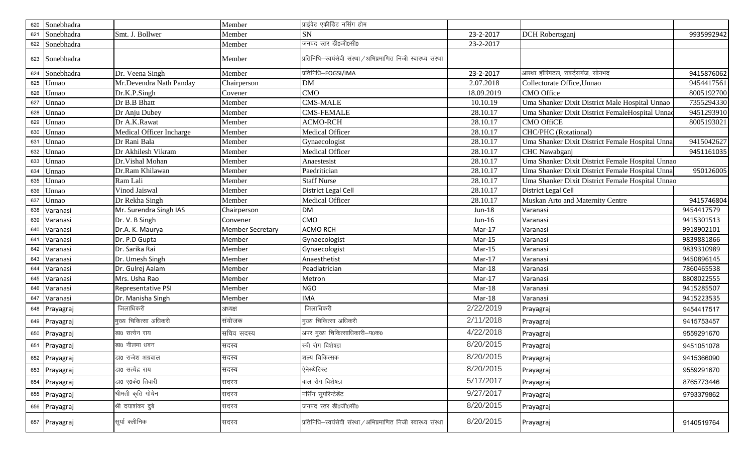| 620 | Sonebhadra | | Member | प्राईवेट एक्रीडिट नर्सिंग होम | | | |
|---|---|---|---|---|---|---|---|
| 621 | Sonebhadra | Smt. J. Bollwer | Member | SN | 23-2-2017 | DCH Robertsganj | 9935992942 |
| 622 | Sonebhadra | | Member | जनपद स्तर डी0जी0सी0 | 23-2-2017 | | |
| 623 | Sonebhadra | | Member | प्रतिनिधि–स्वयंसेवी संस्था / अभिप्रमाणित निजी स्वास्थ्य संस्था | | | |
| 624 | Sonebhadra | Dr. Veena Singh | Member | प्रतिनिधि–FOGSI/IMA | 23-2-2017 | आस्था हॉस्पिटल, राबर्ट्सगंज, सोनभद्र | 9415876062 |
| 625 | Unnao | Mr.Devendra Nath Panday | Chairperson | DM | 2.07.2018 | Collectorate Office,Unnao | 9454417561 |
| 626 | Unnao | Dr.K.P.Singh | Covener | CMO | 18.09.2019 | CMO Office | 8005192700 |
| 627 | Unnao | Dr B.B Bhatt | Member | CMS-MALE | 10.10.19 | Uma Shanker Dixit District Male Hospital Unnao | 7355294330 |
| 628 | Unnao | Dr Anju Dubey | Member | CMS-FEMALE | 28.10.17 | Uma Shanker Dixit District FemaleHospital Unnao | 9451293910 |
| 629 | Unnao | Dr A.K.Rawat | Member | ACMO-RCH | 28.10.17 | CMO OffiCE | 8005193021 |
| 630 | Unnao | Medical Officer Incharge | Member | Medical Officer | 28.10.17 | CHC/PHC (Rotational) | |
| 631 | Unnao | Dr Rani Bala | Member | Gynaecologist | 28.10.17 | Uma Shanker Dixit District Female Hospital Unnao | 9415042627 |
| 632 | Unnao | Dr Akhilesh Vikram | Member | Medical Officer | 28.10.17 | CHC Nawabganj | 9451161035 |
| 633 | Unnao | Dr.Vishal Mohan | Member | Anaestesist | 28.10.17 | Uma Shanker Dixit District Female Hospital Unnao | |
| 634 | Unnao | Dr.Ram Khilawan | Member | Paedritician | 28.10.17 | Uma Shanker Dixit District Female Hospital Unnao | 950126005 |
| 635 | Unnao | Ram Lali | Member | Staff Nurse | 28.10.17 | Uma Shanker Dixit District Female Hospital Unnao | |
| 636 | Unnao | Vinod Jaiswal | Member | District Legal Cell | 28.10.17 | District Legal Cell | |
| 637 | Unnao | Dr Rekha Singh | Member | Medical Officer | 28.10.17 | Muskan Arto and Maternity Centre | 9415746804 |
| 638 | Varanasi | Mr. Surendra Singh IAS | Chairperson | DM | Jun-18 | Varanasi | 9454417579 |
| 639 | Varanasi | Dr. V. B Singh | Convener | CMO | Jun-16 | Varanasi | 9415301513 |
| 640 | Varanasi | Dr.A. K. Maurya | Member Secretary | ACMO RCH | Mar-17 | Varanasi | 9918902101 |
| 641 | Varanasi | Dr. P.D Gupta | Member | Gynaecologist | Mar-15 | Varanasi | 9839881866 |
| 642 | Varanasi | Dr. Sarika Rai | Member | Gynaecologist | Mar-15 | Varanasi | 9839310989 |
| 643 | Varanasi | Dr. Umesh Singh | Member | Anaesthetist | Mar-17 | Varanasi | 9450896145 |
| 644 | Varanasi | Dr. Gulrej Aalam | Member | Peadiatrician | Mar-18 | Varanasi | 7860465538 |
| 645 | Varanasi | Mrs. Usha Rao | Member | Metron | Mar-17 | Varanasi | 8808022555 |
| 646 | Varanasi | Representative PSI | Member | NGO | Mar-18 | Varanasi | 9415285507 |
| 647 | Varanasi | Dr. Manisha Singh | Member | IMA | Mar-18 | Varanasi | 9415223535 |
| 648 | Prayagraj | जिलाधिकरी | अध्यक्ष | जिलाधिकरी | 2/22/2019 | Prayagraj | 9454417517 |
| 649 | Prayagraj | मुख्य चिकित्सा अधिकरी | संयोजक | मुख्य चिकित्सा अधिकरी | 2/11/2018 | Prayagraj | 9415753457 |
| 650 | Prayagraj | डा0 सत्येन राय | सचिव सदस्य | अपर मुख्य चिकित्साधिकारी–प0क0 | 4/22/2018 | Prayagraj | 9559291670 |
| 651 | Prayagraj | डा0 नीलमा धवन | सदस्य | स्त्री रोग विशेषज्ञ | 8/20/2015 | Prayagraj | 9451051078 |
| 652 | Prayagraj | डा0 राजेश अग्रवाल | सदस्य | शल्य चिकित्सक | 8/20/2015 | Prayagraj | 9415366090 |
| 653 | Prayagraj | डा0 सत्येंद्र राय | सदस्य | ऐनेस्थेटिस्ट | 8/20/2015 | Prayagraj | 9559291670 |
| 654 | Prayagraj | डा0 ए0के0 तिवारी | सदस्य | बाल रोग विशेषज्ञ | 5/17/2017 | Prayagraj | 8765773446 |
| 655 | Prayagraj | श्रीमती कृति गोयेन | सदस्य | नर्सिंग सुपरिन्टेडेंट | 9/27/2017 | Prayagraj | 9793379862 |
| 656 | Prayagraj | श्री दयाशंकर दुबे | सदस्य | जनपद स्तर डी0जी0सी0 | 8/20/2015 | Prayagraj | |
| 657 | Prayagraj | सूर्या क्लीनिक | सदस्य | प्रतिनिधि–स्वयंसेवी संस्था / अभिप्रमाणित निजी स्वास्थ्य संस्था | 8/20/2015 | Prayagraj | 9140519764 |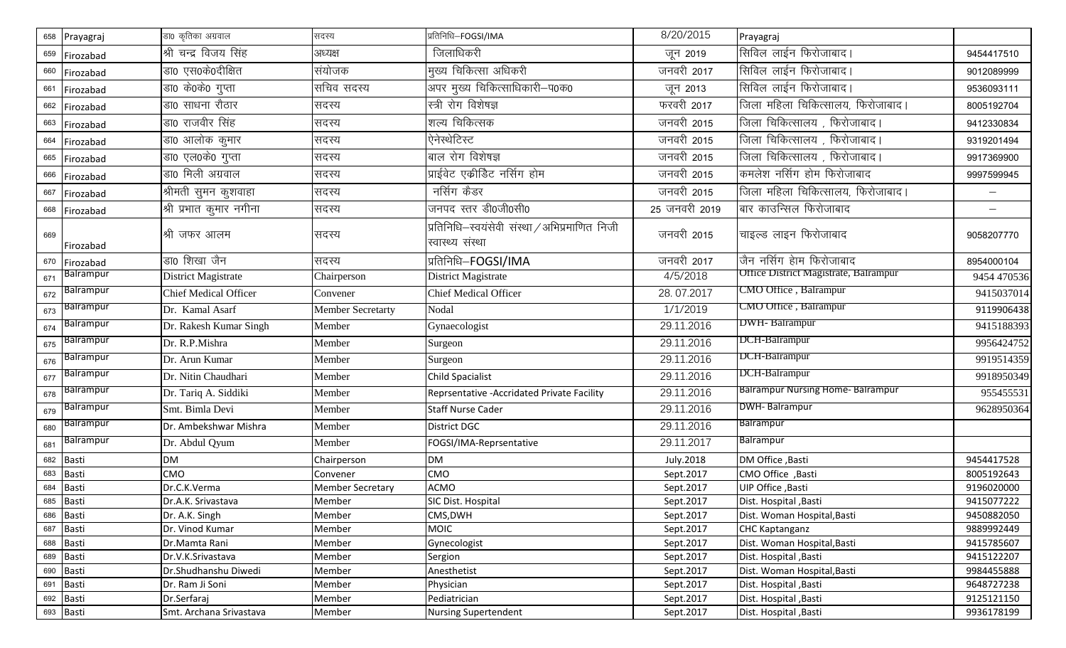| 658 | Prayagraj | डा0 कृतिका अग्रवाल | सदस्य | प्रतिनिधि–FOGSI/IMA | 8/20/2015 | Prayagraj | |
|---|---|---|---|---|---|---|---|
| 659 | Firozabad | श्री चन्द्र विजय सिंह | अध्यक्ष | जिलाधिकरी | जून 2019 | सिविल लाईन फिरोजाबाद। | 9454417510 |
| 660 | Firozabad | डा0 एस0के0दीक्षित | संयोजक | मुख्य चिकित्सा अधिकरी | जनवरी 2017 | सिविल लाईन फिरोजाबाद। | 9012089999 |
| 661 | Firozabad | डा0 के0के0 गुप्ता | सचिव सदस्य | अपर मुख्य चिकित्साधिकारी–प0क0 | जून 2013 | सिविल लाईन फिरोजाबाद। | 9536093111 |
| 662 | Firozabad | डा0 साधना रौठार | सदस्य | स्त्री रोग विशेषज्ञ | फरवरी 2017 | जिला महिला चिकित्सालय, फिरोजाबाद। | 8005192704 |
| 663 | Firozabad | डा0 राजवीर सिंह | सदस्य | शल्य चिकित्सक | जनवरी 2015 | जिला चिकित्सालय , फिरोजाबाद। | 9412330834 |
| 664 | Firozabad | डा0 आलोक कुमार | सदस्य | ऐनेस्थेटिस्ट | जनवरी 2015 | जिला चिकित्सालय , फिरोजाबाद। | 9319201494 |
| 665 | Firozabad | डा0 एल0के0 गुप्ता | सदस्य | बाल रोग विशेषज्ञ | जनवरी 2015 | जिला चिकित्सालय , फिरोजाबाद। | 9917369900 |
| 666 | Firozabad | डा0 मिली अग्रवाल | सदस्य | प्राईवेट एक्रीडिट नर्सिग होम | जनवरी 2015 | कमलेश नर्सिग होम फिरोजाबाद | 9997599945 |
| 667 | Firozabad | श्रीमती सुमन कुशवाहा | सदस्य | नर्सिग कैडर | जनवरी 2015 | जिला महिला चिकित्सालय, फिरोजाबाद। | – |
| 668 | Firozabad | श्री प्रभात कुमार नगीना | सदस्य | जनपद स्तर डी0जी0सी0 | 25 जनवरी 2019 | बार काउन्सिल फिरोजाबाद | – |
| 669 | Firozabad | श्री जफर आलम | सदस्य | प्रतिनिधि–स्वयंसेवी संस्था/अभिप्रमाणित निजी स्वास्थ्य संस्था | जनवरी 2015 | चाइल्ड लाइन फिरोजाबाद | 9058207770 |
| 670 | Firozabad | डा0 शिखा जैन | सदस्य | प्रतिनिधि–FOGSI/IMA | जनवरी 2017 | जैन नर्सिग होम फिरोजाबाद | 8954000104 |
| 671 | Balrampur | District Magistrate | Chairperson | District Magistrate | 4/5/2018 | Office District Magistrate, Balrampur | 9454 470536 |
| 672 | Balrampur | Chief Medical Officer | Convener | Chief Medical Officer | 28. 07.2017 | CMO Office , Balrampur | 9415037014 |
| 673 | Balrampur | Dr. Kamal Asarf | Member Secretarty | Nodal | 1/1/2019 | CMO Office , Balrampur | 9119906438 |
| 674 | Balrampur | Dr. Rakesh Kumar Singh | Member | Gynaecologist | 29.11.2016 | DWH- Balrampur | 9415188393 |
| 675 | Balrampur | Dr. R.P.Mishra | Member | Surgeon | 29.11.2016 | DCH-Balrampur | 9956424752 |
| 676 | Balrampur | Dr. Arun Kumar | Member | Surgeon | 29.11.2016 | DCH-Balrampur | 9919514359 |
| 677 | Balrampur | Dr. Nitin Chaudhari | Member | Child Spacialist | 29.11.2016 | DCH-Balrampur | 9918950349 |
| 678 | Balrampur | Dr. Tariq A. Siddiki | Member | Reprsentative -Accridated Private Facility | 29.11.2016 | Balrampur Nursing Home- Balrampur | 955455531 |
| 679 | Balrampur | Smt. Bimla Devi | Member | Staff Nurse Cader | 29.11.2016 | DWH- Balrampur | 9628950364 |
| 680 | Balrampur | Dr. Ambekshwar Mishra | Member | District DGC | 29.11.2016 | Balrampur | |
| 681 | Balrampur | Dr. Abdul Qyum | Member | FOGSI/IMA-Reprsentative | 29.11.2017 | Balrampur | |
| 682 | Basti | DM | Chairperson | DM | July.2018 | DM Office ,Basti | 9454417528 |
| 683 | Basti | CMO | Convener | CMO | Sept.2017 | CMO Office ,Basti | 8005192643 |
| 684 | Basti | Dr.C.K.Verma | Member Secretary | ACMO | Sept.2017 | UIP Office ,Basti | 9196020000 |
| 685 | Basti | Dr.A.K. Srivastava | Member | SIC Dist. Hospital | Sept.2017 | Dist. Hospital ,Basti | 9415077222 |
| 686 | Basti | Dr. A.K. Singh | Member | CMS,DWH | Sept.2017 | Dist. Woman Hospital,Basti | 9450882050 |
| 687 | Basti | Dr. Vinod Kumar | Member | MOIC | Sept.2017 | CHC Kaptanganz | 9889992449 |
| 688 | Basti | Dr.Mamta Rani | Member | Gynecologist | Sept.2017 | Dist. Woman Hospital,Basti | 9415785607 |
| 689 | Basti | Dr.V.K.Srivastava | Member | Sergion | Sept.2017 | Dist. Hospital ,Basti | 9415122207 |
| 690 | Basti | Dr.Shudhanshu Diwedi | Member | Anesthetist | Sept.2017 | Dist. Woman Hospital,Basti | 9984455888 |
| 691 | Basti | Dr. Ram Ji Soni | Member | Physician | Sept.2017 | Dist. Hospital ,Basti | 9648727238 |
| 692 | Basti | Dr.Serfaraj | Member | Pediatrician | Sept.2017 | Dist. Hospital ,Basti | 9125121150 |
| 693 | Basti | Smt. Archana Srivastava | Member | Nursing Supertendent | Sept.2017 | Dist. Hospital ,Basti | 9936178199 |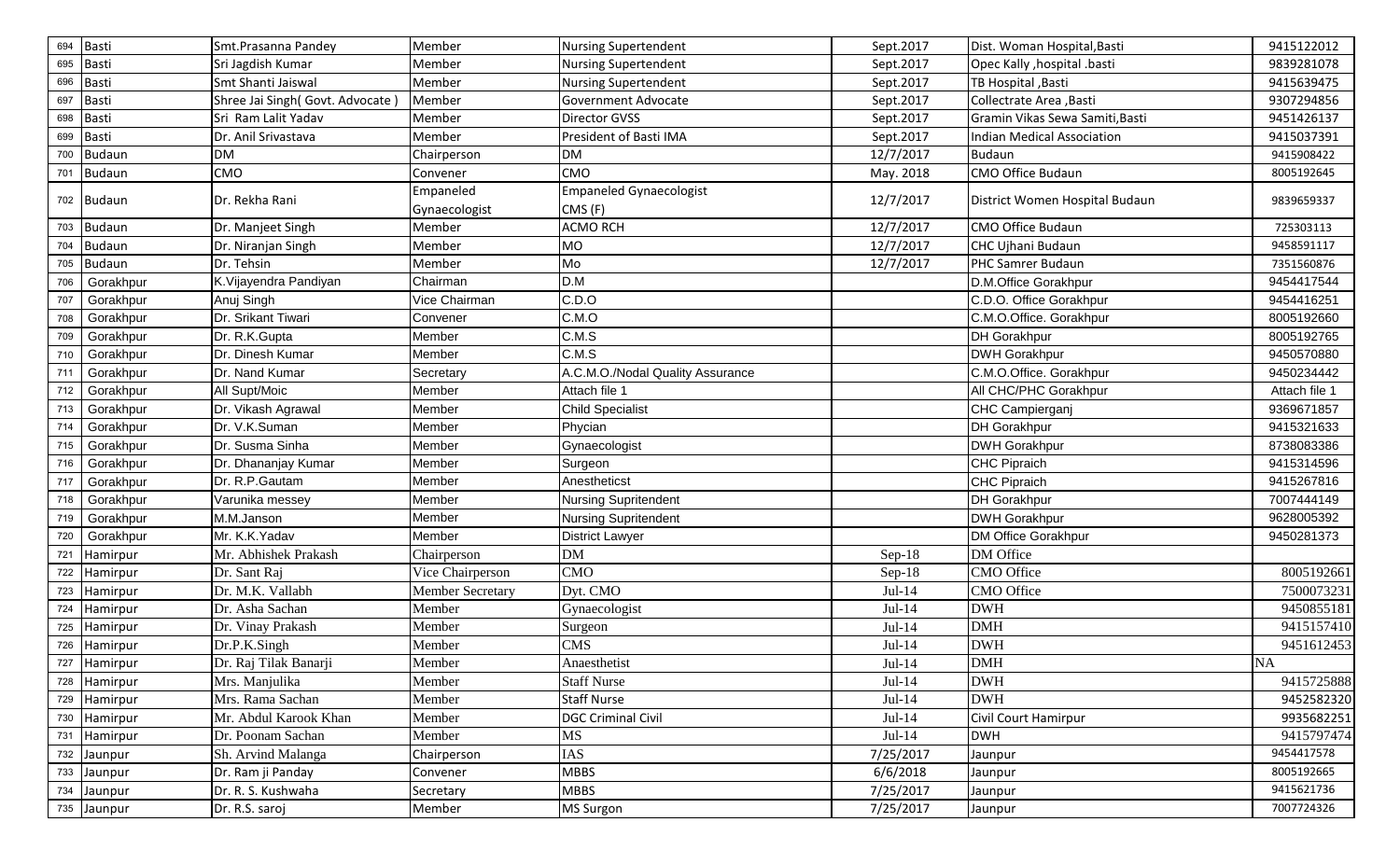| 694 | Basti | Smt.Prasanna Pandey | Member | Nursing Supertendent | Sept.2017 | Dist. Woman Hospital,Basti | 9415122012 |
|---|---|---|---|---|---|---|---|
| 695 | Basti | Sri Jagdish Kumar | Member | Nursing Supertendent | Sept.2017 | Opec Kally ,hospital .basti | 9839281078 |
| 696 | Basti | Smt Shanti Jaiswal | Member | Nursing Supertendent | Sept.2017 | TB Hospital ,Basti | 9415639475 |
| 697 | Basti | Shree Jai Singh( Govt. Advocate ) | Member | Government Advocate | Sept.2017 | Collectrate Area ,Basti | 9307294856 |
| 698 | Basti | Sri Ram Lalit Yadav | Member | Director GVSS | Sept.2017 | Gramin Vikas Sewa Samiti,Basti | 9451426137 |
| 699 | Basti | Dr. Anil Srivastava | Member | President of Basti IMA | Sept.2017 | Indian Medical Association | 9415037391 |
| 700 | Budaun | DM | Chairperson | DM | 12/7/2017 | Budaun | 9415908422 |
| 701 | Budaun | CMO | Convener | CMO | May. 2018 | CMO Office Budaun | 8005192645 |
| 702 | Budaun | Dr. Rekha Rani | Empaneled Gynaecologist | Empaneled Gynaecologist CMS (F) | 12/7/2017 | District Women Hospital Budaun | 9839659337 |
| 703 | Budaun | Dr. Manjeet Singh | Member | ACMO RCH | 12/7/2017 | CMO Office Budaun | 725303113 |
| 704 | Budaun | Dr. Niranjan Singh | Member | MO | 12/7/2017 | CHC Ujhani Budaun | 9458591117 |
| 705 | Budaun | Dr. Tehsin | Member | Mo | 12/7/2017 | PHC Samrer Budaun | 7351560876 |
| 706 | Gorakhpur | K.Vijayendra Pandiyan | Chairman | D.M | | D.M.Office Gorakhpur | 9454417544 |
| 707 | Gorakhpur | Anuj Singh | Vice Chairman | C.D.O | | C.D.O. Office Gorakhpur | 9454416251 |
| 708 | Gorakhpur | Dr. Srikant Tiwari | Convener | C.M.O | | C.M.O.Office. Gorakhpur | 8005192660 |
| 709 | Gorakhpur | Dr. R.K.Gupta | Member | C.M.S | | DH Gorakhpur | 8005192765 |
| 710 | Gorakhpur | Dr. Dinesh Kumar | Member | C.M.S | | DWH Gorakhpur | 9450570880 |
| 711 | Gorakhpur | Dr. Nand Kumar | Secretary | A.C.M.O./Nodal Quality Assurance | | C.M.O.Office. Gorakhpur | 9450234442 |
| 712 | Gorakhpur | All Supt/Moic | Member | Attach file 1 | | All CHC/PHC Gorakhpur | Attach file 1 |
| 713 | Gorakhpur | Dr. Vikash Agrawal | Member | Child Specialist | | CHC Campierganj | 9369671857 |
| 714 | Gorakhpur | Dr. V.K.Suman | Member | Phycian | | DH Gorakhpur | 9415321633 |
| 715 | Gorakhpur | Dr. Susma Sinha | Member | Gynaecologist | | DWH Gorakhpur | 8738083386 |
| 716 | Gorakhpur | Dr. Dhananjay Kumar | Member | Surgeon | | CHC Pipraich | 9415314596 |
| 717 | Gorakhpur | Dr. R.P.Gautam | Member | Anestheticst | | CHC Pipraich | 9415267816 |
| 718 | Gorakhpur | Varunika messey | Member | Nursing Supritendent | | DH Gorakhpur | 7007444149 |
| 719 | Gorakhpur | M.M.Janson | Member | Nursing Supritendent | | DWH Gorakhpur | 9628005392 |
| 720 | Gorakhpur | Mr. K.K.Yadav | Member | District Lawyer | | DM Office Gorakhpur | 9450281373 |
| 721 | Hamirpur | Mr. Abhishek Prakash | Chairperson | DM | Sep-18 | DM Office | |
| 722 | Hamirpur | Dr. Sant Raj | Vice Chairperson | CMO | Sep-18 | CMO Office | 8005192661 |
| 723 | Hamirpur | Dr. M.K. Vallabh | Member Secretary | Dyt. CMO | Jul-14 | CMO Office | 7500073231 |
| 724 | Hamirpur | Dr. Asha Sachan | Member | Gynaecologist | Jul-14 | DWH | 9450855181 |
| 725 | Hamirpur | Dr. Vinay Prakash | Member | Surgeon | Jul-14 | DMH | 9415157410 |
| 726 | Hamirpur | Dr.P.K.Singh | Member | CMS | Jul-14 | DWH | 9451612453 |
| 727 | Hamirpur | Dr. Raj Tilak Banarji | Member | Anaesthetist | Jul-14 | DMH | NA |
| 728 | Hamirpur | Mrs. Manjulika | Member | Staff Nurse | Jul-14 | DWH | 9415725888 |
| 729 | Hamirpur | Mrs. Rama Sachan | Member | Staff Nurse | Jul-14 | DWH | 9452582320 |
| 730 | Hamirpur | Mr. Abdul Karook Khan | Member | DGC Criminal Civil | Jul-14 | Civil Court Hamirpur | 9935682251 |
| 731 | Hamirpur | Dr. Poonam Sachan | Member | MS | Jul-14 | DWH | 9415797474 |
| 732 | Jaunpur | Sh. Arvind Malanga | Chairperson | IAS | 7/25/2017 | Jaunpur | 9454417578 |
| 733 | Jaunpur | Dr. Ram ji Panday | Convener | MBBS | 6/6/2018 | Jaunpur | 8005192665 |
| 734 | Jaunpur | Dr. R. S. Kushwaha | Secretary | MBBS | 7/25/2017 | Jaunpur | 9415621736 |
| 735 | Jaunpur | Dr. R.S. saroj | Member | MS Surgon | 7/25/2017 | Jaunpur | 7007724326 |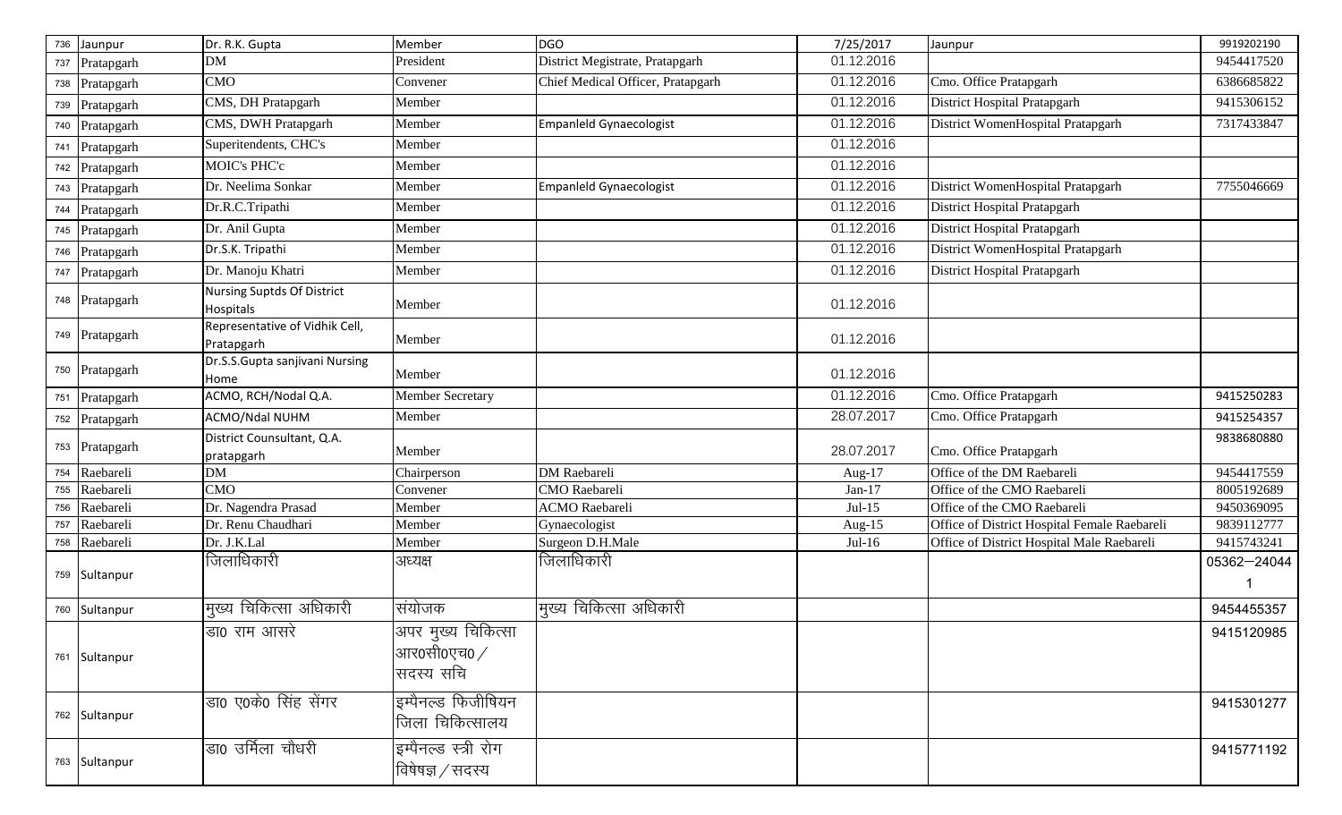| 736 | Jaunpur | Dr. R.K. Gupta | Member | DGO | 7/25/2017 | Jaunpur | 9919202190 |
|---|---|---|---|---|---|---|---|
| 737 | Pratapgarh | DM | President | District Megistrate, Pratapgarh | 01.12.2016 | | 9454417520 |
| 738 | Pratapgarh | CMO | Convener | Chief Medical Officer, Pratapgarh | 01.12.2016 | Cmo. Office Pratapgarh | 6386685822 |
| 739 | Pratapgarh | CMS, DH Pratapgarh | Member | | 01.12.2016 | District Hospital Pratapgarh | 9415306152 |
| 740 | Pratapgarh | CMS, DWH Pratapgarh | Member | Empanleld Gynaecologist | 01.12.2016 | District WomenHospital Pratapgarh | 7317433847 |
| 741 | Pratapgarh | Superitendents, CHC's | Member | | 01.12.2016 | | |
| 742 | Pratapgarh | MOIC's PHC'c | Member | | 01.12.2016 | | |
| 743 | Pratapgarh | Dr. Neelima Sonkar | Member | Empanleld Gynaecologist | 01.12.2016 | District WomenHospital Pratapgarh | 7755046669 |
| 744 | Pratapgarh | Dr.R.C.Tripathi | Member | | 01.12.2016 | District Hospital Pratapgarh | |
| 745 | Pratapgarh | Dr. Anil Gupta | Member | | 01.12.2016 | District Hospital Pratapgarh | |
| 746 | Pratapgarh | Dr.S.K. Tripathi | Member | | 01.12.2016 | District WomenHospital Pratapgarh | |
| 747 | Pratapgarh | Dr. Manoju Khatri | Member | | 01.12.2016 | District Hospital Pratapgarh | |
| 748 | Pratapgarh | Nursing Suptds Of District Hospitals | Member | | 01.12.2016 | | |
| 749 | Pratapgarh | Representative of Vidhik Cell, Pratapgarh | Member | | 01.12.2016 | | |
| 750 | Pratapgarh | Dr.S.S.Gupta sanjivani Nursing Home | Member | | 01.12.2016 | | |
| 751 | Pratapgarh | ACMO, RCH/Nodal Q.A. | Member Secretary | | 01.12.2016 | Cmo. Office Pratapgarh | 9415250283 |
| 752 | Pratapgarh | ACMO/Ndal NUHM | Member | | 28.07.2017 | Cmo. Office Pratapgarh | 9415254357 |
| 753 | Pratapgarh | District Counsultant, Q.A. pratapgarh | Member | | 28.07.2017 | Cmo. Office Pratapgarh | 9838680880 |
| 754 | Raebareli | DM | Chairperson | DM Raebareli | Aug-17 | Office of the DM Raebareli | 9454417559 |
| 755 | Raebareli | CMO | Convener | CMO Raebareli | Jan-17 | Office of the CMO Raebareli | 8005192689 |
| 756 | Raebareli | Dr. Nagendra Prasad | Member | ACMO Raebareli | Jul-15 | Office of the CMO Raebareli | 9450369095 |
| 757 | Raebareli | Dr. Renu Chaudhari | Member | Gynaecologist | Aug-15 | Office of District Hospital Female Raebareli | 9839112777 |
| 758 | Raebareli | Dr. J.K.Lal | Member | Surgeon D.H.Male | Jul-16 | Office of District Hospital Male Raebareli | 9415743241 |
| 759 | Sultanpur | जिलाधिकारी | अध्यक्ष | जिलाधिकारी | | | 05362—240441 |
| 760 | Sultanpur | मुख्य चिकित्सा अधिकारी | संयोजक | मुख्य चिकित्सा अधिकारी | | | 9454455357 |
| 761 | Sultanpur | डा0 राम आसरे | अपर मुख्य चिकित्सा आर0सी0एच0 / सदस्य सचि | | | | 9415120985 |
| 762 | Sultanpur | डा0 ए0के0 सिंह सेंगर | इम्पैनल्ड फिजीषियन जिला चिकित्सालय | | | | 9415301277 |
| 763 | Sultanpur | डा0 उर्मिला चौधरी | इम्पैनल्ड स्त्री रोग विषेषज्ञ / सदस्य | | | | 9415771192 |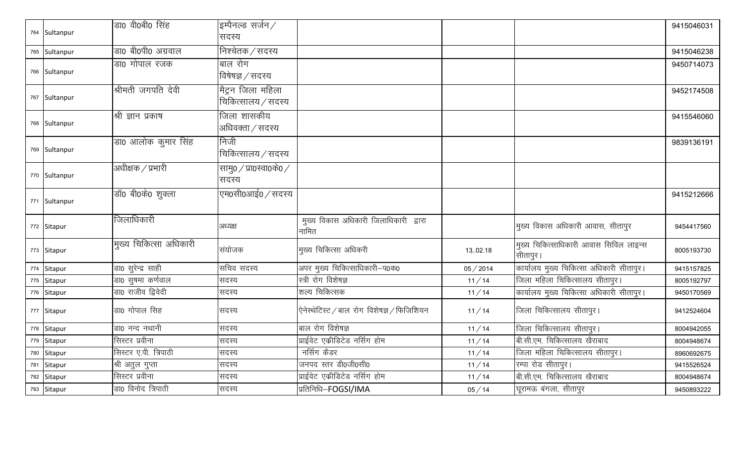| | | | | | | | |
|---|---|---|---|---|---|---|---|
| 764 | Sultanpur | डा0 वी0बी0 सिंह | इम्पैनल्ड सर्जन / सदस्य | | | | 9415046031 |
| 765 | Sultanpur | डा0 बी0पी0 अग्रवाल | निश्चेतक / सदस्य | | | | 9415046238 |
| 766 | Sultanpur | डा0 गोपाल रजक | बाल रोग विशेषज्ञ / सदस्य | | | | 9450714073 |
| 767 | Sultanpur | श्रीमती जगपति देवी | मैट्रन जिला महिला चिकित्सालय / सदस्य | | | | 9452174508 |
| 768 | Sultanpur | श्री ज्ञान प्रकाश | जिला शासकीय अधिवक्ता / सदस्य | | | | 9415546060 |
| 769 | Sultanpur | डा0 आलोक कुमार सिंह | निजी चिकित्सालय / सदस्य | | | | 9839136191 |
| 770 | Sultanpur | अधीक्षक / प्रभारी | सामु0 / प्रा0स्वा0के0 / सदस्य | | | | |
| 771 | Sultanpur | डॉ0 बी0के0 शुक्ला | एम0सी0आई0 / सदस्य | | | | 9415212666 |
| 772 | Sitapur | जिलाधिकारी | अध्यक्ष | मुख्य विकास अधिकारी जिलाधिकारी द्वारा नामित | | मुख्य विकास अधिकारी आवास, सीतापुर | 9454417560 |
| 773 | Sitapur | मुख्य चिकित्सा अधिकारी | संयोजक | मुख्य चिकित्सा अधिकरी | 13..02.18 | मुख्य चिकित्साधिकारी आवास सिविल लाइन्स सीतापुर। | 8005193730 |
| 774 | Sitapur | डा0 सुरेन्द्र साही | सचिव सदस्य | अपर मुख्य चिकित्साधिकारी–प0क0 | 05 / 2014 | कार्यालय मुख्य चिकित्सा अधिकारी सीतापुर। | 9415157825 |
| 775 | Sitapur | डा0 सुषमा कर्णवाल | सदस्य | स्त्री रोग विशेषज्ञ | 11 / 14 | जिला महिला चिकित्सालय सीतापुर। | 8005192797 |
| 776 | Sitapur | डा0 राजीव द्विवेदी | सदस्य | शल्य चिकित्सक | 11 / 14 | कार्यालय मुख्य चिकित्सा अधिकारी सीतापुर। | 9450170569 |
| 777 | Sitapur | डा0 गोपाल सिह | सदस्य | ऐनेस्थेटिस्ट / बाल रोग विशेषज्ञ / फिजिशियन | 11 / 14 | जिला चिकित्सालय सीतापुर। | 9412524604 |
| 778 | Sitapur | डा0 नन्द नथानी | सदस्य | बाल रोग विशेषज्ञ | 11 / 14 | जिला चिकित्सालय सीतापुर। | 8004942055 |
| 779 | Sitapur | सिस्टर प्रवीना | सदस्य | प्राईवेट एक्रीडिटेड नर्सिंग होम | 11 / 14 | बी.सी.एम. चिकित्सालय खैराबाद | 8004948674 |
| 780 | Sitapur | सिस्टर ए.पी. त्रिपाठी | सदस्य | नर्सिंग कैडर | 11 / 14 | जिला महिला चिकित्सालय सीतापुर। | 8960692675 |
| 781 | Sitapur | श्री अतुल गुप्ता | सदस्य | जनपद स्तर डी0जी0सी0 | 11 / 14 | रम्पा रोड सीतापुर। | 9415526524 |
| 782 | Sitapur | सिस्टर प्रवीना | सदस्य | प्राईवेट एक्रीडिटेड नर्सिंग होम | 11 / 14 | बी.सी.एम. चिकित्सालय खैराबाद | 8004948674 |
| 783 | Sitapur | डा0 विनोद त्रिपाठी | सदस्य | प्रतिनिधि–FOGSI/IMA | 05 / 14 | घूरामऊ बंगला, सीतापुर | 9450893222 |